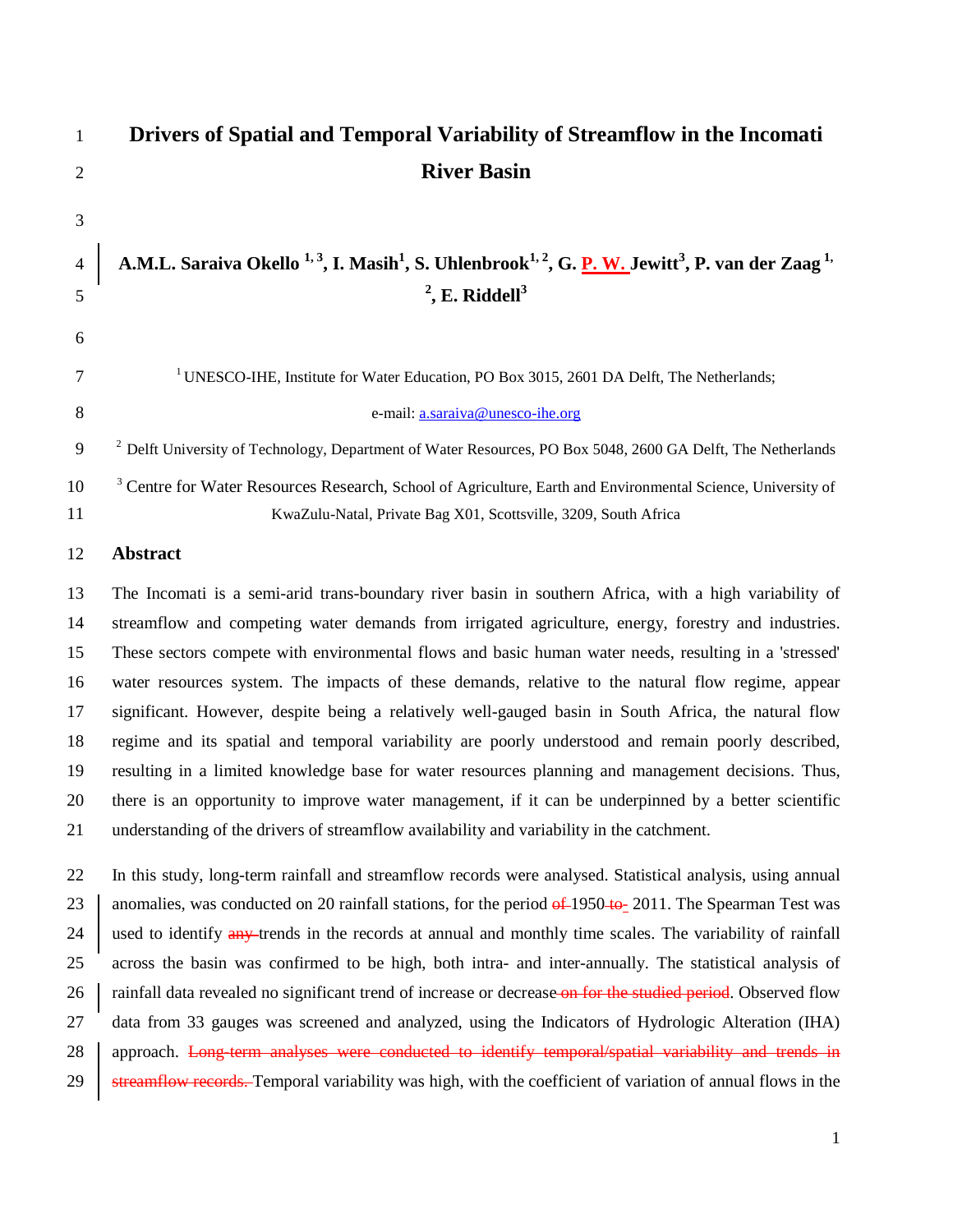# Drivers of Spatial and Temporal Variability of Streamflow in the Incomati River Basin

**A.M.L. Saraiva Okello [1, 3], I. Masih[1], S. Uhlenbrook[1, 2], G. P. W. Jewitt[3], P. van der Zaag [1, 2], E. Riddell[3]**

[1] UNESCO-IHE, Institute for Water Education, PO Box 3015, 2601 DA Delft, The Netherlands;

e-mail: a.saraiva@unesco-ihe.org

[2] Delft University of Technology, Department of Water Resources, PO Box 5048, 2600 GA Delft, The Netherlands

[3] Centre for Water Resources Research, School of Agriculture, Earth and Environmental Science, University of KwaZulu-Natal, Private Bag X01, Scottsville, 3209, South Africa

## Abstract

The Incomati is a semi-arid trans-boundary river basin in southern Africa, with a high variability of streamflow and competing water demands from irrigated agriculture, energy, forestry and industries. These sectors compete with environmental flows and basic human water needs, resulting in a 'stressed' water resources system. The impacts of these demands, relative to the natural flow regime, appear significant. However, despite being a relatively well-gauged basin in South Africa, the natural flow regime and its spatial and temporal variability are poorly understood and remain poorly described, resulting in a limited knowledge base for water resources planning and management decisions. Thus, there is an opportunity to improve water management, if it can be underpinned by a better scientific understanding of the drivers of streamflow availability and variability in the catchment.

In this study, long-term rainfall and streamflow records were analysed. Statistical analysis, using annual anomalies, was conducted on 20 rainfall stations, for the period ~~of~~ 1950~~to~~- 2011. The Spearman Test was used to identify ~~any~~ trends in the records at annual and monthly time scales. The variability of rainfall across the basin was confirmed to be high, both intra- and inter-annually. The statistical analysis of rainfall data revealed no significant trend of increase or decrease~~ on for the studied period~~. Observed flow data from 33 gauges was screened and analyzed, using the Indicators of Hydrologic Alteration (IHA) approach. ~~Long-term analyses were conducted to identify temporal/spatial variability and trends in streamflow records.~~ Temporal variability was high, with the coefficient of variation of annual flows in the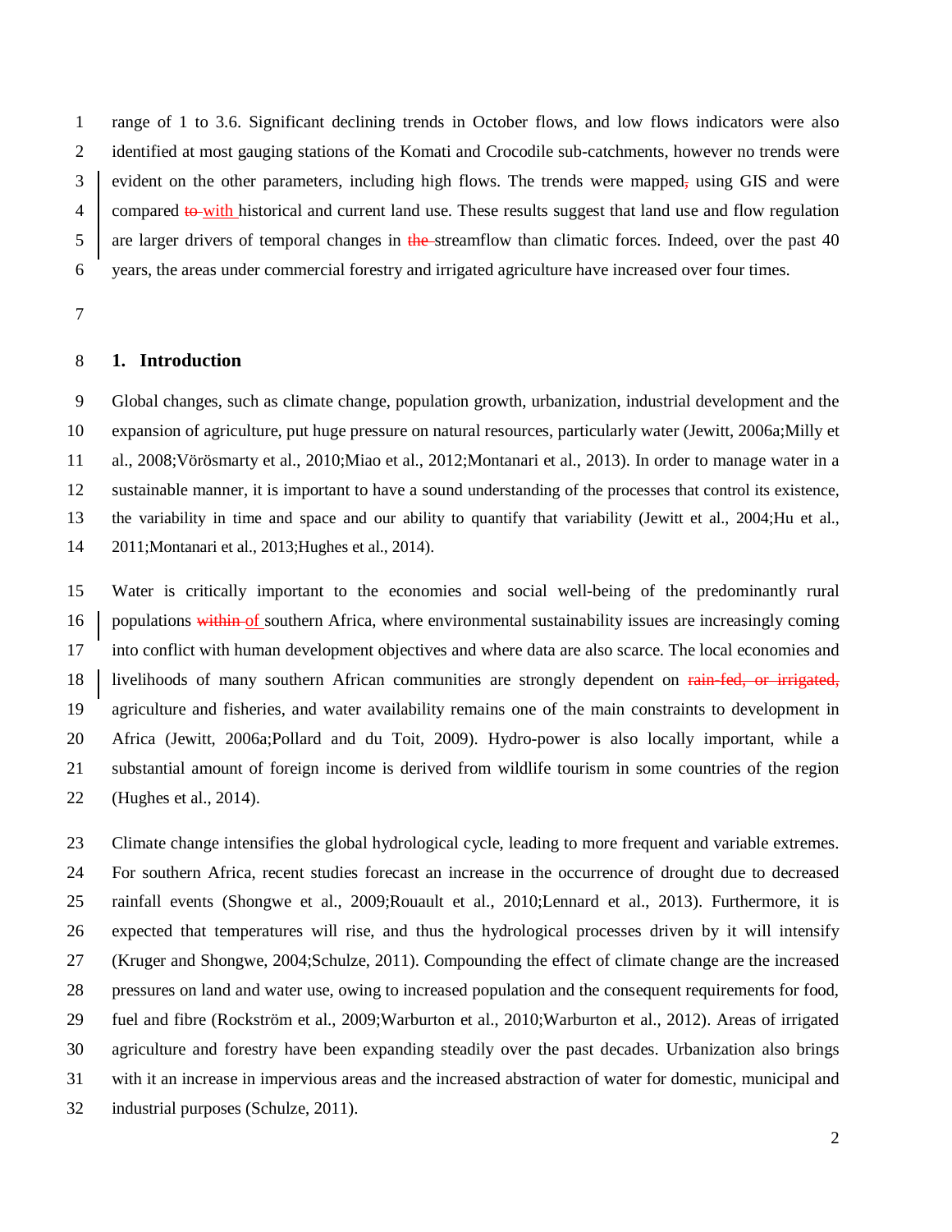range of 1 to 3.6. Significant declining trends in October flows, and low flows indicators were also identified at most gauging stations of the Komati and Crocodile sub-catchments, however no trends were evident on the other parameters, including high flows. The trends were mapped using GIS and were compared with historical and current land use. These results suggest that land use and flow regulation are larger drivers of temporal changes in streamflow than climatic forces. Indeed, over the past 40 years, the areas under commercial forestry and irrigated agriculture have increased over four times.

## 1. Introduction

Global changes, such as climate change, population growth, urbanization, industrial development and the expansion of agriculture, put huge pressure on natural resources, particularly water (Jewitt, 2006a;Milly et al., 2008;Vörösmarty et al., 2010;Miao et al., 2012;Montanari et al., 2013). In order to manage water in a sustainable manner, it is important to have a sound understanding of the processes that control its existence, the variability in time and space and our ability to quantify that variability (Jewitt et al., 2004;Hu et al., 2011;Montanari et al., 2013;Hughes et al., 2014).

Water is critically important to the economies and social well-being of the predominantly rural populations of southern Africa, where environmental sustainability issues are increasingly coming into conflict with human development objectives and where data are also scarce. The local economies and livelihoods of many southern African communities are strongly dependent on agriculture and fisheries, and water availability remains one of the main constraints to development in Africa (Jewitt, 2006a;Pollard and du Toit, 2009). Hydro-power is also locally important, while a substantial amount of foreign income is derived from wildlife tourism in some countries of the region (Hughes et al., 2014).

Climate change intensifies the global hydrological cycle, leading to more frequent and variable extremes. For southern Africa, recent studies forecast an increase in the occurrence of drought due to decreased rainfall events (Shongwe et al., 2009;Rouault et al., 2010;Lennard et al., 2013). Furthermore, it is expected that temperatures will rise, and thus the hydrological processes driven by it will intensify (Kruger and Shongwe, 2004;Schulze, 2011). Compounding the effect of climate change are the increased pressures on land and water use, owing to increased population and the consequent requirements for food, fuel and fibre (Rockström et al., 2009;Warburton et al., 2010;Warburton et al., 2012). Areas of irrigated agriculture and forestry have been expanding steadily over the past decades. Urbanization also brings with it an increase in impervious areas and the increased abstraction of water for domestic, municipal and industrial purposes (Schulze, 2011).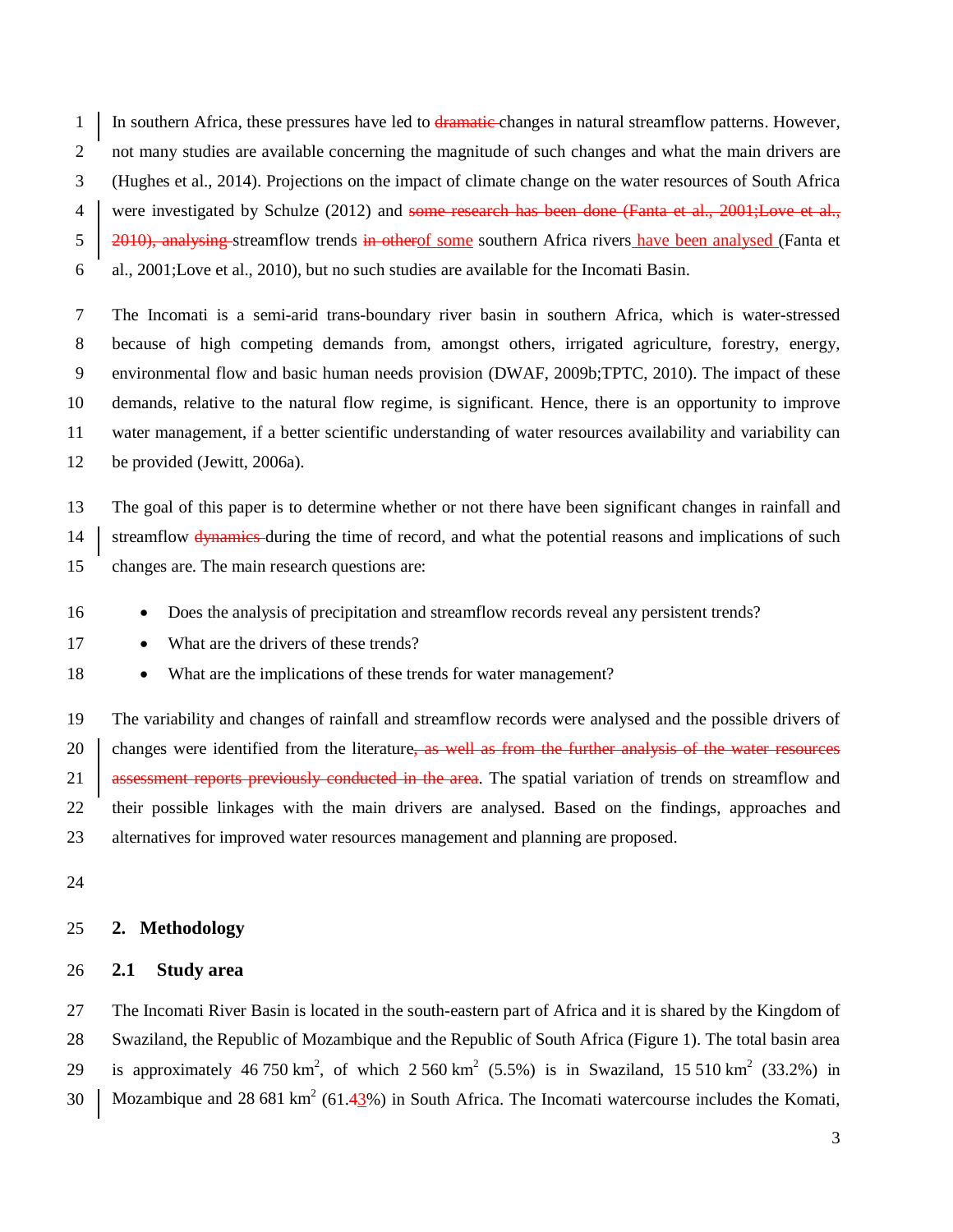In southern Africa, these pressures have led to ~~dramatic~~ changes in natural streamflow patterns. However, not many studies are available concerning the magnitude of such changes and what the main drivers are (Hughes et al., 2014). Projections on the impact of climate change on the water resources of South Africa were investigated by Schulze (2012) and ~~some research has been done (Fanta et al., 2001;Love et al., 2010), analysing~~ streamflow trends ~~in other~~of some southern Africa rivers have been analysed (Fanta et al., 2001;Love et al., 2010), but no such studies are available for the Incomati Basin.

The Incomati is a semi-arid trans-boundary river basin in southern Africa, which is water-stressed because of high competing demands from, amongst others, irrigated agriculture, forestry, energy, environmental flow and basic human needs provision (DWAF, 2009b;TPTC, 2010). The impact of these demands, relative to the natural flow regime, is significant. Hence, there is an opportunity to improve water management, if a better scientific understanding of water resources availability and variability can be provided (Jewitt, 2006a).

The goal of this paper is to determine whether or not there have been significant changes in rainfall and streamflow ~~dynamics~~ during the time of record, and what the potential reasons and implications of such changes are. The main research questions are:

- Does the analysis of precipitation and streamflow records reveal any persistent trends?
- What are the drivers of these trends?
- What are the implications of these trends for water management?

The variability and changes of rainfall and streamflow records were analysed and the possible drivers of changes were identified from the literature~~, as well as from the further analysis of the water resources assessment reports previously conducted in the area~~. The spatial variation of trends on streamflow and their possible linkages with the main drivers are analysed. Based on the findings, approaches and alternatives for improved water resources management and planning are proposed.

## 2. Methodology

### 2.1 Study area

The Incomati River Basin is located in the south-eastern part of Africa and it is shared by the Kingdom of Swaziland, the Republic of Mozambique and the Republic of South Africa (Figure 1). The total basin area is approximately 46 750 $km^2$, of which 2 560 $km^2$ (5.5%) is in Swaziland, 15 510 $km^2$ (33.2%) in Mozambique and 28 681 $km^2$ (61.~~4~~3%) in South Africa. The Incomati watercourse includes the Komati,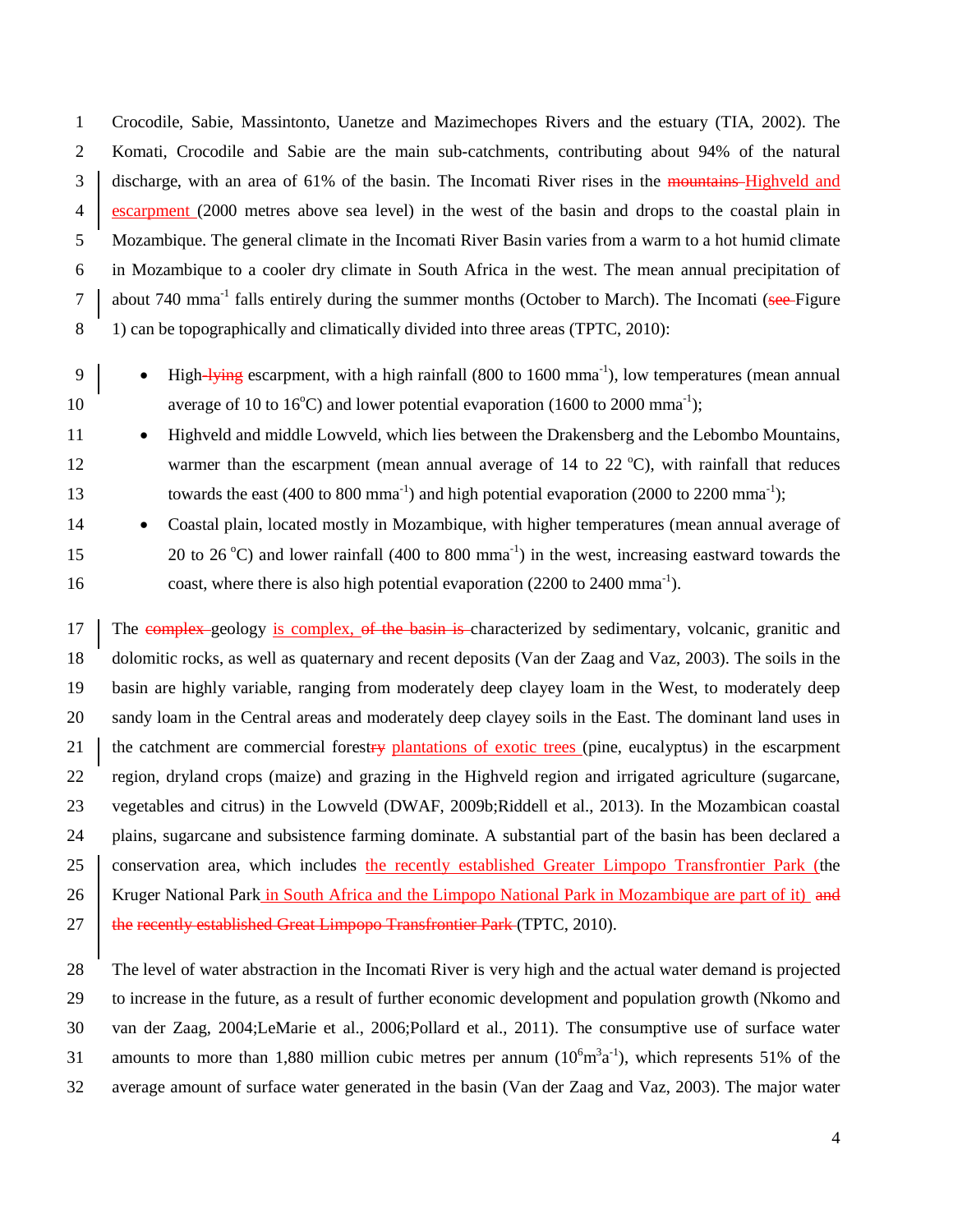Crocodile, Sabie, Massintonto, Uanetze and Mazimechopes Rivers and the estuary (TIA, 2002). The Komati, Crocodile and Sabie are the main sub-catchments, contributing about 94% of the natural discharge, with an area of 61% of the basin. The Incomati River rises in the ~~mountains~~ Highveld and escarpment (2000 metres above sea level) in the west of the basin and drops to the coastal plain in Mozambique. The general climate in the Incomati River Basin varies from a warm to a hot humid climate in Mozambique to a cooler dry climate in South Africa in the west. The mean annual precipitation of about 740 mma$^{-1}$ falls entirely during the summer months (October to March). The Incomati (~~see~~ Figure 1) can be topographically and climatically divided into three areas (TPTC, 2010):

- High~~-lying~~ escarpment, with a high rainfall (800 to 1600 mma$^{-1}$), low temperatures (mean annual average of 10 to 16$^{o}$C) and lower potential evaporation (1600 to 2000 mma$^{-1}$);
- Highveld and middle Lowveld, which lies between the Drakensberg and the Lebombo Mountains, warmer than the escarpment (mean annual average of 14 to 22 $^{o}$C), with rainfall that reduces towards the east (400 to 800 mma$^{-1}$) and high potential evaporation (2000 to 2200 mma$^{-1}$);
- Coastal plain, located mostly in Mozambique, with higher temperatures (mean annual average of 20 to 26 $^{o}$C) and lower rainfall (400 to 800 mma$^{-1}$) in the west, increasing eastward towards the coast, where there is also high potential evaporation (2200 to 2400 mma$^{-1}$).

The ~~complex~~ geology is complex, ~~of the basin is~~ characterized by sedimentary, volcanic, granitic and dolomitic rocks, as well as quaternary and recent deposits (Van der Zaag and Vaz, 2003). The soils in the basin are highly variable, ranging from moderately deep clayey loam in the West, to moderately deep sandy loam in the Central areas and moderately deep clayey soils in the East. The dominant land uses in the catchment are commercial forest~~ry~~ plantations of exotic trees (pine, eucalyptus) in the escarpment region, dryland crops (maize) and grazing in the Highveld region and irrigated agriculture (sugarcane, vegetables and citrus) in the Lowveld (DWAF, 2009b;Riddell et al., 2013). In the Mozambican coastal plains, sugarcane and subsistence farming dominate. A substantial part of the basin has been declared a conservation area, which includes the recently established Greater Limpopo Transfrontier Park (the Kruger National Park in South Africa and the Limpopo National Park in Mozambique are part of it) ~~and the recently established Great Limpopo Transfrontier Park~~ (TPTC, 2010).

The level of water abstraction in the Incomati River is very high and the actual water demand is projected to increase in the future, as a result of further economic development and population growth (Nkomo and van der Zaag, 2004;LeMarie et al., 2006;Pollard et al., 2011). The consumptive use of surface water amounts to more than 1,880 million cubic metres per annum ($10^{6}$m$^{3}$a$^{-1}$), which represents 51% of the average amount of surface water generated in the basin (Van der Zaag and Vaz, 2003). The major water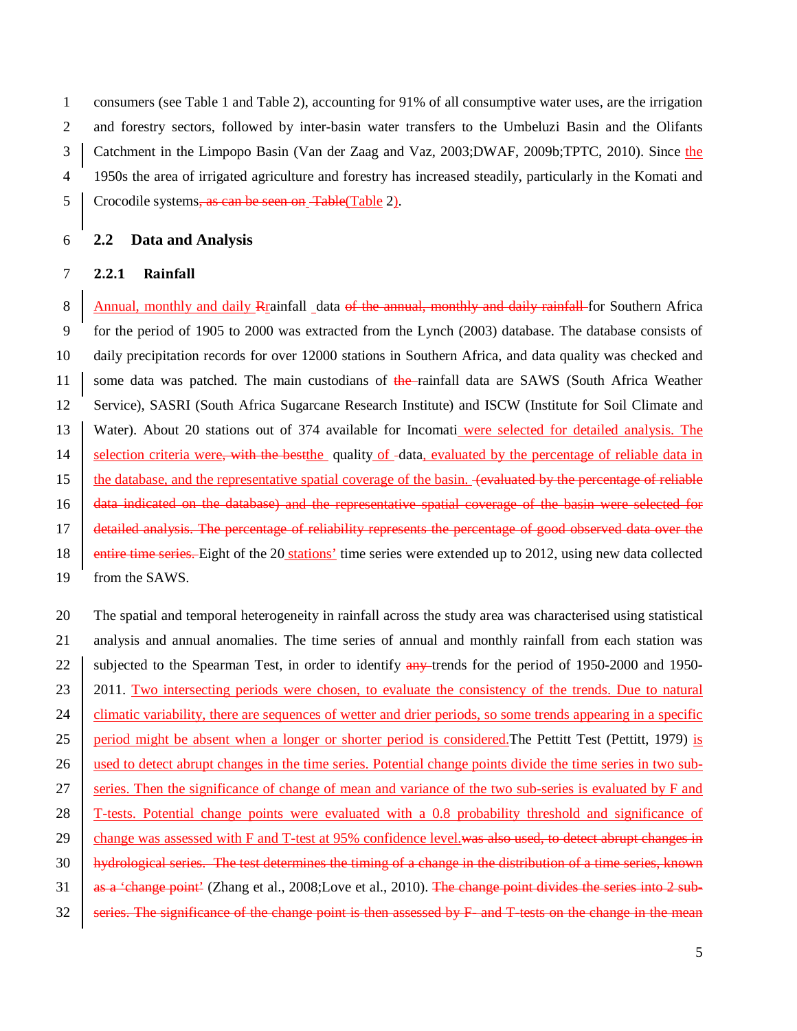consumers (see Table 1 and Table 2), accounting for 91% of all consumptive water uses, are the irrigation and forestry sectors, followed by inter-basin water transfers to the Umbeluzi Basin and the Olifants Catchment in the Limpopo Basin (Van der Zaag and Vaz, 2003;DWAF, 2009b;TPTC, 2010). Since the 1950s the area of irrigated agriculture and forestry has increased steadily, particularly in the Komati and Crocodile systems~~, as can be seen on Table~~(Table 2).

## 2.2 Data and Analysis

### 2.2.1 Rainfall

Annual, monthly and daily ~~R~~rainfall data ~~of the annual, monthly and daily rainfall~~ for Southern Africa for the period of 1905 to 2000 was extracted from the Lynch (2003) database. The database consists of daily precipitation records for over 12000 stations in Southern Africa, and data quality was checked and some data was patched. The main custodians of ~~the~~ rainfall data are SAWS (South Africa Weather Service), SASRI (South Africa Sugarcane Research Institute) and ISCW (Institute for Soil Climate and Water). About 20 stations out of 374 available for Incomati were selected for detailed analysis. The selection criteria were~~, with the best~~the quality of data, evaluated by the percentage of reliable data in the database, and the representative spatial coverage of the basin. ~~(evaluated by the percentage of reliable data indicated on the database) and the representative spatial coverage of the basin were selected for detailed analysis. The percentage of reliability represents the percentage of good observed data over the entire time series.~~ Eight of the 20 stations' time series were extended up to 2012, using new data collected from the SAWS.

The spatial and temporal heterogeneity in rainfall across the study area was characterised using statistical analysis and annual anomalies. The time series of annual and monthly rainfall from each station was subjected to the Spearman Test, in order to identify ~~any~~ trends for the period of 1950-2000 and 1950-2011. Two intersecting periods were chosen, to evaluate the consistency of the trends. Due to natural climatic variability, there are sequences of wetter and drier periods, so some trends appearing in a specific period might be absent when a longer or shorter period is considered.The Pettitt Test (Pettitt, 1979) is used to detect abrupt changes in the time series. Potential change points divide the time series in two sub-series. Then the significance of change of mean and variance of the two sub-series is evaluated by F and T-tests. Potential change points were evaluated with a 0.8 probability threshold and significance of change was assessed with F and T-test at 95% confidence level.~~was also used, to detect abrupt changes in hydrological series. The test determines the timing of a change in the distribution of a time series, known as a 'change point'~~ (Zhang et al., 2008;Love et al., 2010). ~~The change point divides the series into 2 sub-series. The significance of the change point is then assessed by F- and T-tests on the change in the mean~~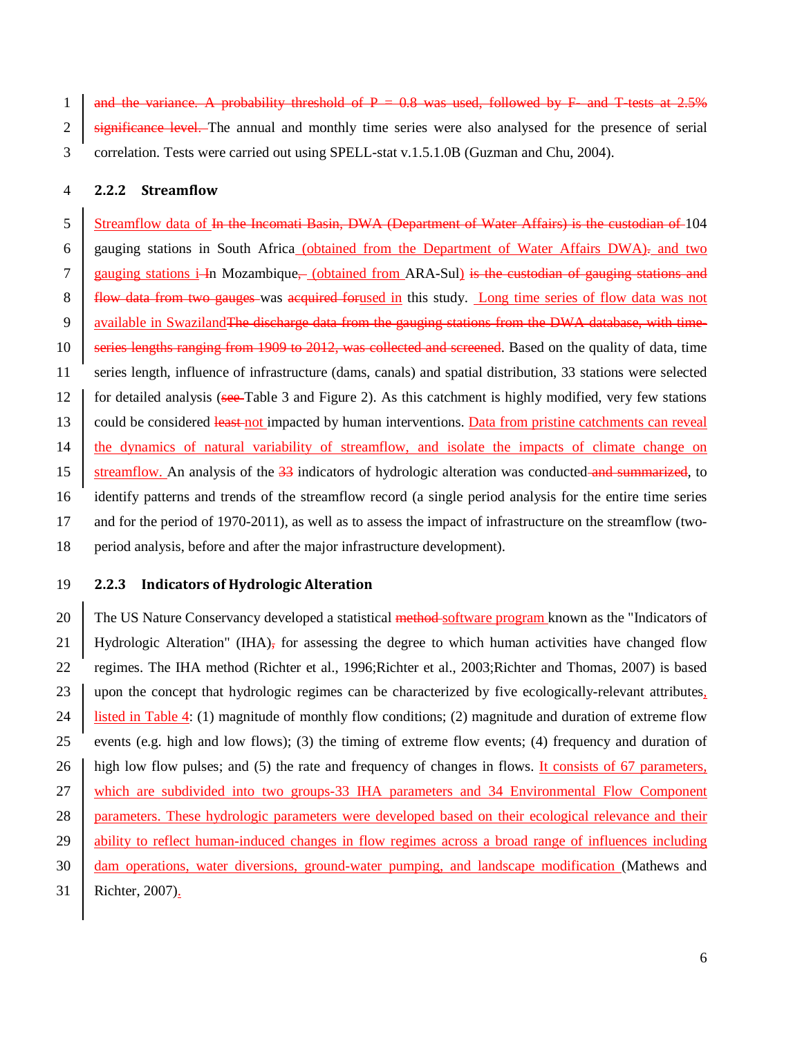~~and the variance. A probability threshold of P = 0.8 was used, followed by F- and T-tests at 2.5% significance level.~~ The annual and monthly time series were also analysed for the presence of serial correlation. Tests were carried out using SPELL-stat v.1.5.1.0B (Guzman and Chu, 2004).

### 2.2.2 Streamflow

Streamflow data of ~~In the Incomati Basin, DWA (Department of Water Affairs) is the custodian of~~ 104 gauging stations in South Africa (obtained from the Department of Water Affairs DWA)~~.~~ and two gauging stations i~~I~~n Mozambique~~,~~ (obtained from ARA-Sul) ~~is the custodian of gauging stations and flow data from two gauges~~ was ~~acquired for~~used in this study. Long time series of flow data was not available in Swaziland~~The discharge data from the gauging stations from the DWA database, with time-series lengths ranging from 1909 to 2012, was collected and screened~~. Based on the quality of data, time series length, influence of infrastructure (dams, canals) and spatial distribution, 33 stations were selected for detailed analysis (~~see~~ Table 3 and Figure 2). As this catchment is highly modified, very few stations could be considered ~~least~~ not impacted by human interventions. Data from pristine catchments can reveal the dynamics of natural variability of streamflow, and isolate the impacts of climate change on streamflow. An analysis of the ~~33~~ indicators of hydrologic alteration was conducted~~ and summarized~~, to identify patterns and trends of the streamflow record (a single period analysis for the entire time series and for the period of 1970-2011), as well as to assess the impact of infrastructure on the streamflow (two-period analysis, before and after the major infrastructure development).

### 2.2.3 Indicators of Hydrologic Alteration

The US Nature Conservancy developed a statistical ~~method~~ software program known as the "Indicators of Hydrologic Alteration" (IHA)~~,~~ for assessing the degree to which human activities have changed flow regimes. The IHA method (Richter et al., 1996;Richter et al., 2003;Richter and Thomas, 2007) is based upon the concept that hydrologic regimes can be characterized by five ecologically-relevant attributes, listed in Table 4: (1) magnitude of monthly flow conditions; (2) magnitude and duration of extreme flow events (e.g. high and low flows); (3) the timing of extreme flow events; (4) frequency and duration of high low flow pulses; and (5) the rate and frequency of changes in flows. It consists of 67 parameters, which are subdivided into two groups-33 IHA parameters and 34 Environmental Flow Component parameters. These hydrologic parameters were developed based on their ecological relevance and their ability to reflect human-induced changes in flow regimes across a broad range of influences including dam operations, water diversions, ground-water pumping, and landscape modification (Mathews and Richter, 2007).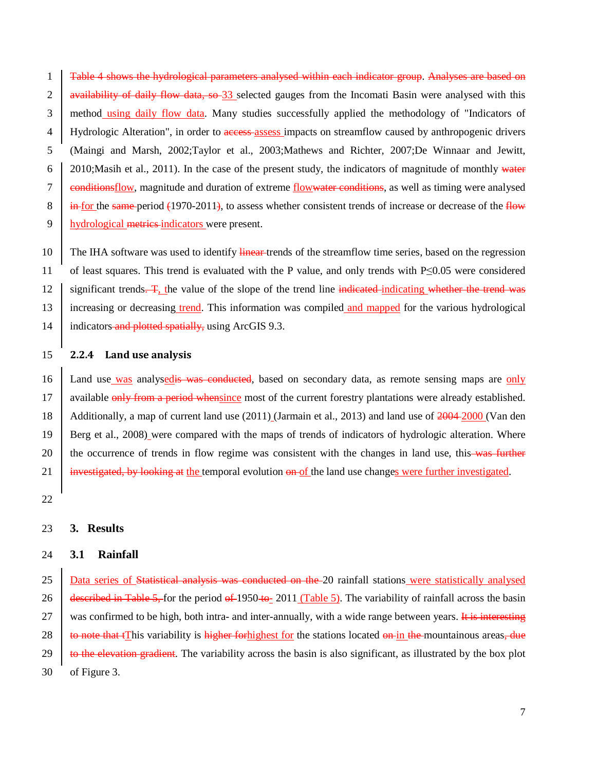~~Table 4 shows the hydrological parameters analysed within each indicator group~~. ~~Analyses are based on availability of daily flow data, so~~ 33 selected gauges from the Incomati Basin were analysed with this method using daily flow data. Many studies successfully applied the methodology of "Indicators of Hydrologic Alteration", in order to ~~access~~ assess impacts on streamflow caused by anthropogenic drivers (Maingi and Marsh, 2002;Taylor et al., 2003;Mathews and Richter, 2007;De Winnaar and Jewitt, 2010;Masih et al., 2011). In the case of the present study, the indicators of magnitude of monthly ~~water conditions~~flow, magnitude and duration of extreme flow~~water conditions~~, as well as timing were analysed ~~in~~ for the ~~same~~ period ~~(~~1970-2011~~)~~, to assess whether consistent trends of increase or decrease of the ~~flow~~ hydrological ~~metrics~~ indicators were present.

The IHA software was used to identify ~~linear~~ trends of the streamflow time series, based on the regression of least squares. This trend is evaluated with the P value, and only trends with P≤0.05 were considered significant trends~~. T~~, the value of the slope of the trend line ~~indicated~~ indicating ~~whether the trend was~~ increasing or decreasing trend. This information was compiled and mapped for the various hydrological indicators ~~and plotted spatially,~~ using ArcGIS 9.3.

### 2.2.4 Land use analysis

Land use was analysed~~is was conducted~~, based on secondary data, as remote sensing maps are only available ~~only from a period when~~since most of the current forestry plantations were already established. Additionally, a map of current land use (2011) (Jarmain et al., 2013) and land use of ~~2004~~ 2000 (Van den Berg et al., 2008) were compared with the maps of trends of indicators of hydrologic alteration. Where the occurrence of trends in flow regime was consistent with the changes in land use, this ~~was further investigated, by looking at~~ the temporal evolution ~~on~~ of the land use changes were further investigated.

## 3. Results

### 3.1 Rainfall

Data series of ~~Statistical analysis was conducted on the~~ 20 rainfall stations were statistically analysed ~~described in Table 5,~~ for the period ~~of~~ 1950~~to~~- 2011 (Table 5). The variability of rainfall across the basin was confirmed to be high, both intra- and inter-annually, with a wide range between years. ~~It is interesting to note that t~~This variability is ~~higher for~~highest for the stations located ~~on~~ in ~~the~~ mountainous areas~~, due to the elevation gradient~~. The variability across the basin is also significant, as illustrated by the box plot of Figure 3.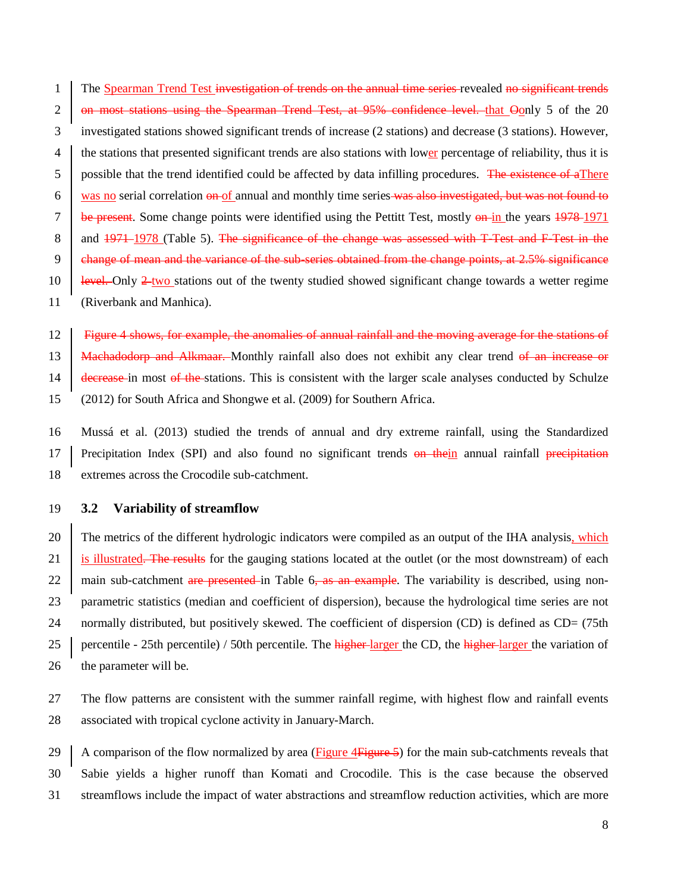The Spearman Trend Test ~~investigation of trends on the annual time series~~ revealed ~~no significant trends on most stations using the Spearman Trend Test, at 95% confidence level.~~ that ~~O~~only 5 of the 20 investigated stations showed significant trends of increase (2 stations) and decrease (3 stations). However, the stations that presented significant trends are also stations with lower percentage of reliability, thus it is possible that the trend identified could be affected by data infilling procedures. ~~The existence of a~~There was no serial correlation ~~on~~ of annual and monthly time series ~~was also investigated, but was not found to be present~~. Some change points were identified using the Pettitt Test, mostly ~~on~~ in the years ~~1978~~ 1971 and ~~1971~~ 1978 (Table 5). ~~The significance of the change was assessed with T-Test and F-Test in the change of mean and the variance of the sub-series obtained from the change points, at 2.5% significance level.~~ Only ~~2~~ two stations out of the twenty studied showed significant change towards a wetter regime (Riverbank and Manhica).

~~Figure 4 shows, for example, the anomalies of annual rainfall and the moving average for the stations of Machadodorp and Alkmaar.~~ Monthly rainfall also does not exhibit any clear trend ~~of an increase or decrease~~ in most ~~of the~~ stations. This is consistent with the larger scale analyses conducted by Schulze (2012) for South Africa and Shongwe et al. (2009) for Southern Africa.

Mussá et al. (2013) studied the trends of annual and dry extreme rainfall, using the Standardized Precipitation Index (SPI) and also found no significant trends ~~on the~~in annual rainfall ~~precipitation~~ extremes across the Crocodile sub-catchment.

## 3.2 Variability of streamflow

The metrics of the different hydrologic indicators were compiled as an output of the IHA analysis, which is illustrated~~. The results~~ for the gauging stations located at the outlet (or the most downstream) of each main sub-catchment ~~are presented~~ in Table 6~~, as an example~~. The variability is described, using non-parametric statistics (median and coefficient of dispersion), because the hydrological time series are not normally distributed, but positively skewed. The coefficient of dispersion (CD) is defined as CD= (75th percentile - 25th percentile) / 50th percentile. The ~~higher~~ larger the CD, the ~~higher~~ larger the variation of the parameter will be.

The flow patterns are consistent with the summer rainfall regime, with highest flow and rainfall events associated with tropical cyclone activity in January-March.

A comparison of the flow normalized by area (Figure 4~~Figure 5~~) for the main sub-catchments reveals that Sabie yields a higher runoff than Komati and Crocodile. This is the case because the observed streamflows include the impact of water abstractions and streamflow reduction activities, which are more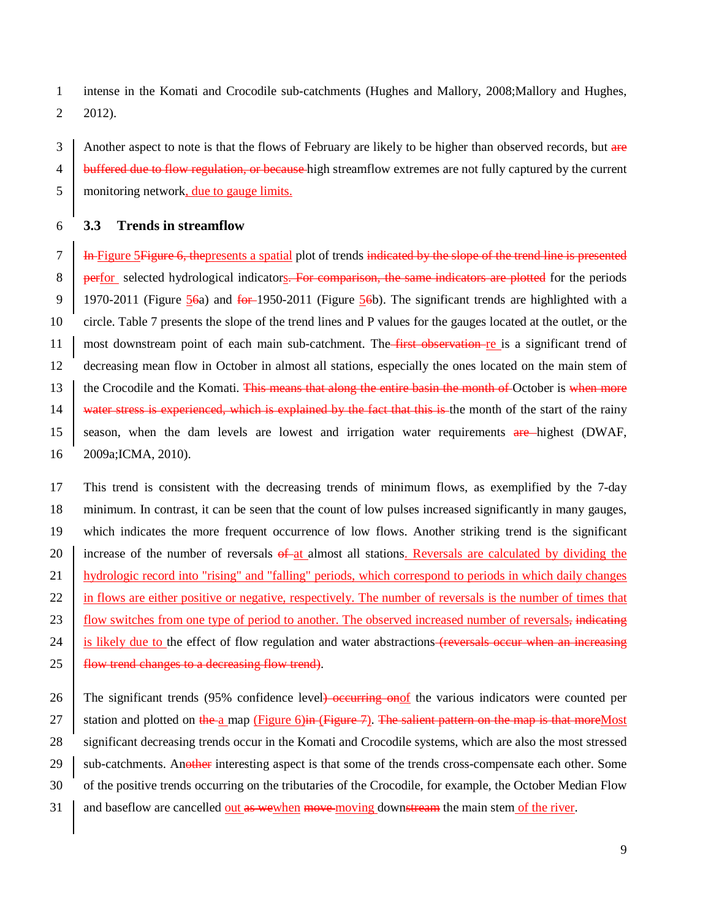intense in the Komati and Crocodile sub-catchments (Hughes and Mallory, 2008;Mallory and Hughes, 2012).

Another aspect to note is that the flows of February are likely to be higher than observed records, but ~~are buffered due to flow regulation, or because~~ high streamflow extremes are not fully captured by the current monitoring network, due to gauge limits.

### 3.3 Trends in streamflow

~~In~~ Figure 5~~Figure 6, the~~presents a spatial plot of trends ~~indicated by the slope of the trend line is presented per~~for selected hydrological indicators~~. For comparison, the same indicators are plotted~~ for the periods 1970-2011 (Figure 5~~6~~a) and ~~for~~ 1950-2011 (Figure 5~~6~~b). The significant trends are highlighted with a circle. Table 7 presents the slope of the trend lines and P values for the gauges located at the outlet, or the most downstream point of each main sub-catchment. The~~ first observation~~re is a significant trend of decreasing mean flow in October in almost all stations, especially the ones located on the main stem of the Crocodile and the Komati. ~~This means that along the entire basin the month of~~ October is ~~when more water stress is experienced, which is explained by the fact that this is~~ the month of the start of the rainy season, when the dam levels are lowest and irrigation water requirements ~~are~~ highest (DWAF, 2009a;ICMA, 2010).

This trend is consistent with the decreasing trends of minimum flows, as exemplified by the 7-day minimum. In contrast, it can be seen that the count of low pulses increased significantly in many gauges, which indicates the more frequent occurrence of low flows. Another striking trend is the significant increase of the number of reversals ~~of~~ at almost all stations. Reversals are calculated by dividing the hydrologic record into "rising" and "falling" periods, which correspond to periods in which daily changes in flows are either positive or negative, respectively. The number of reversals is the number of times that flow switches from one type of period to another. The observed increased number of reversals~~, indicating~~ is likely due to the effect of flow regulation and water abstractions ~~(reversals occur when an increasing flow trend changes to a decreasing flow trend)~~.

The significant trends (95% confidence level~~) occurring on~~of the various indicators were counted per station and plotted on ~~the~~ a map (Figure 6)~~in (Figure 7)~~. ~~The salient pattern on the map is that more~~Most significant decreasing trends occur in the Komati and Crocodile systems, which are also the most stressed sub-catchments. An~~other~~ interesting aspect is that some of the trends cross-compensate each other. Some of the positive trends occurring on the tributaries of the Crocodile, for example, the October Median Flow and baseflow are cancelled out ~~as we~~when ~~move~~ moving down~~stream~~ the main stem of the river.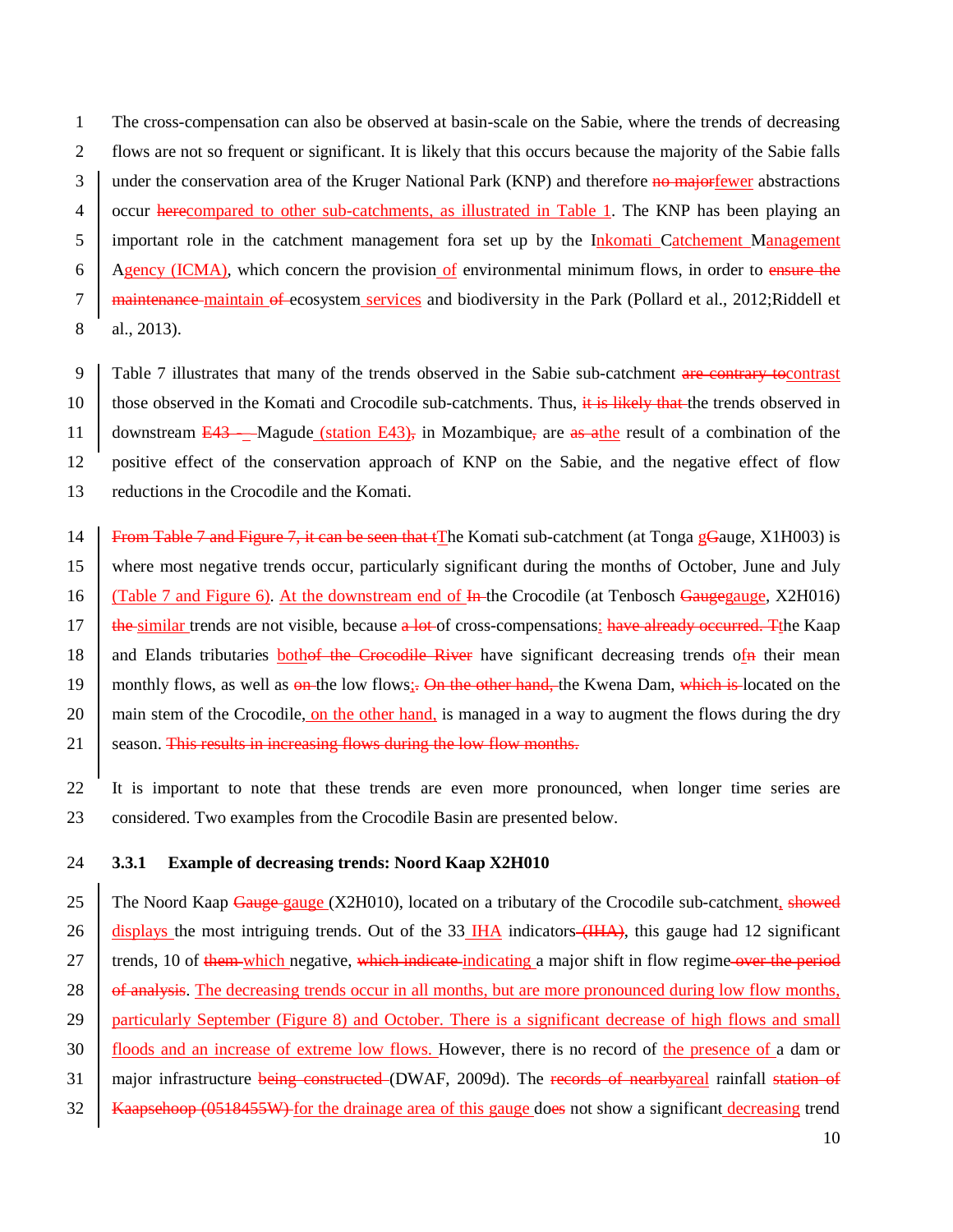The cross-compensation can also be observed at basin-scale on the Sabie, where the trends of decreasing flows are not so frequent or significant. It is likely that this occurs because the majority of the Sabie falls under the conservation area of the Kruger National Park (KNP) and therefore ~~no major~~fewer abstractions occur ~~here~~compared to other sub-catchments, as illustrated in Table 1. The KNP has been playing an important role in the catchment management fora set up by the Inkomati Catchement Management Agency (ICMA), which concern the provision of environmental minimum flows, in order to ~~ensure the maintenance~~ maintain ~~of~~ ecosystem services and biodiversity in the Park (Pollard et al., 2012;Riddell et al., 2013).

Table 7 illustrates that many of the trends observed in the Sabie sub-catchment ~~are contrary to~~contrast those observed in the Komati and Crocodile sub-catchments. Thus, ~~it is likely that~~ the trends observed in downstream ~~E43 -~~ Magude (station E43)~~,~~ in Mozambique~~,~~ are ~~as a~~the result of a combination of the positive effect of the conservation approach of KNP on the Sabie, and the negative effect of flow reductions in the Crocodile and the Komati.

~~From Table 7 and Figure 7, it can be seen that t~~The Komati sub-catchment (at Tonga g~~G~~auge, X1H003) is where most negative trends occur, particularly significant during the months of October, June and July (Table 7 and Figure 6). At the downstream end of ~~In~~ the Crocodile (at Tenbosch ~~Gauge~~gauge, X2H016) ~~the~~ similar trends are not visible, because ~~a lot~~ of cross-compensations: ~~have already occurred. T~~the Kaap and Elands tributaries both~~of the Crocodile River~~ have significant decreasing trends of~~n~~ their mean monthly flows, as well as ~~on~~ the low flows;~~.~~ ~~On the other hand,~~ the Kwena Dam, ~~which is~~ located on the main stem of the Crocodile, on the other hand, is managed in a way to augment the flows during the dry season. ~~This results in increasing flows during the low flow months.~~

It is important to note that these trends are even more pronounced, when longer time series are considered. Two examples from the Crocodile Basin are presented below.

### 3.3.1 Example of decreasing trends: Noord Kaap X2H010

The Noord Kaap ~~Gauge~~ gauge (X2H010), located on a tributary of the Crocodile sub-catchment, ~~showed~~ displays the most intriguing trends. Out of the 33 IHA indicators ~~(IHA)~~, this gauge had 12 significant trends, 10 of ~~them~~ which negative, ~~which indicate~~ indicating a major shift in flow regime ~~over the period of analysis~~. The decreasing trends occur in all months, but are more pronounced during low flow months, particularly September (Figure 8) and October. There is a significant decrease of high flows and small floods and an increase of extreme low flows. However, there is no record of the presence of a dam or major infrastructure ~~being constructed~~ (DWAF, 2009d). The ~~records of nearby~~areal rainfall ~~station of Kaapsehoop (0518455W)~~ for the drainage area of this gauge do~~es~~ not show a significant decreasing trend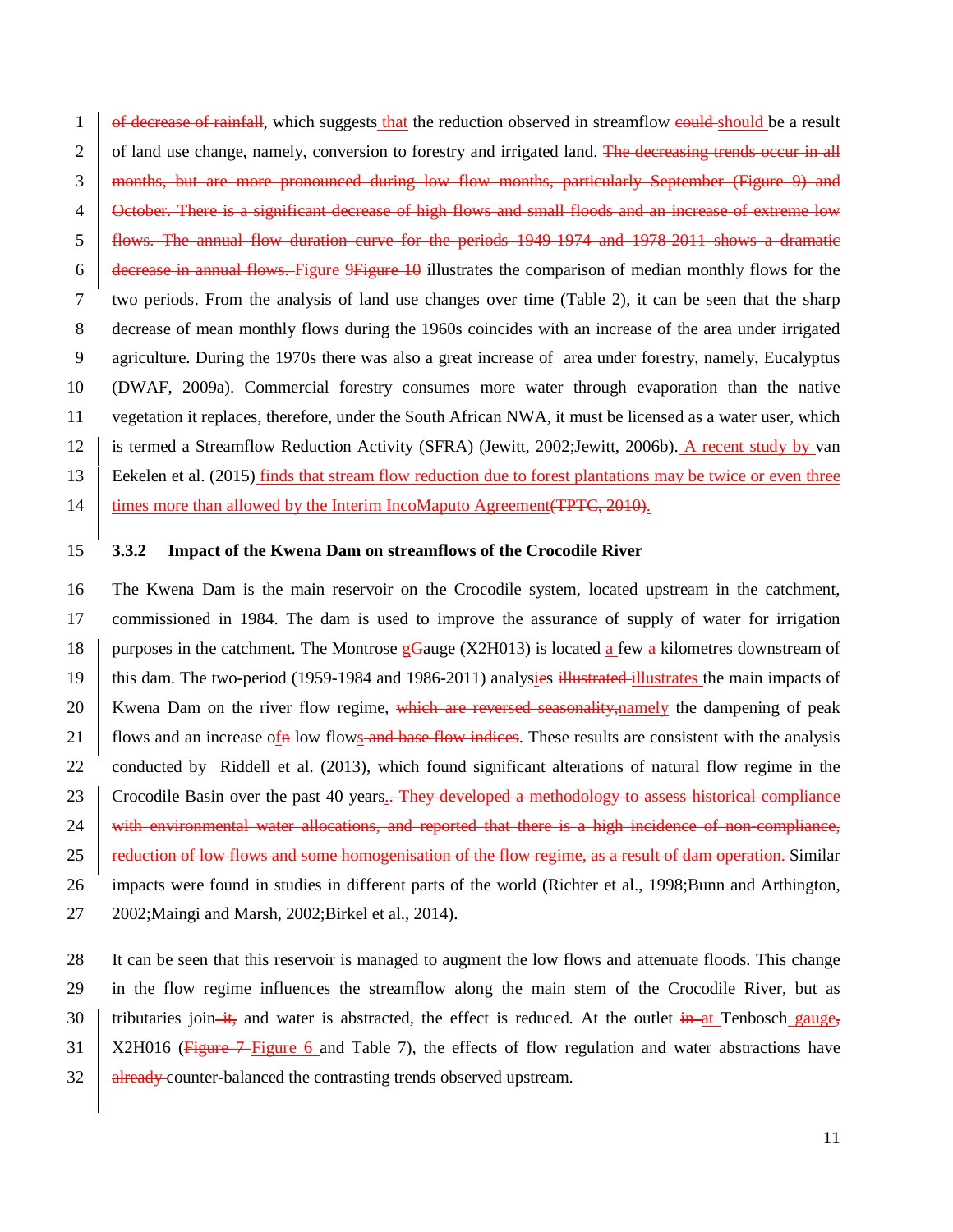~~of decrease of rainfall~~, which suggests that the reduction observed in streamflow ~~could~~ should be a result of land use change, namely, conversion to forestry and irrigated land. ~~The decreasing trends occur in all months, but are more pronounced during low flow months, particularly September (Figure 9) and October. There is a significant decrease of high flows and small floods and an increase of extreme low flows. The annual flow duration curve for the periods 1949-1974 and 1978-2011 shows a dramatic decrease in annual flows.~~ Figure 9~~Figure 10~~ illustrates the comparison of median monthly flows for the two periods. From the analysis of land use changes over time (Table 2), it can be seen that the sharp decrease of mean monthly flows during the 1960s coincides with an increase of the area under irrigated agriculture. During the 1970s there was also a great increase of area under forestry, namely, Eucalyptus (DWAF, 2009a). Commercial forestry consumes more water through evaporation than the native vegetation it replaces, therefore, under the South African NWA, it must be licensed as a water user, which is termed a Streamflow Reduction Activity (SFRA) (Jewitt, 2002;Jewitt, 2006b). A recent study by van Eekelen et al. (2015) finds that stream flow reduction due to forest plantations may be twice or even three times more than allowed by the Interim IncoMaputo Agreement~~(TPTC, 2010)~~.

### 3.3.2 Impact of the Kwena Dam on streamflows of the Crocodile River

The Kwena Dam is the main reservoir on the Crocodile system, located upstream in the catchment, commissioned in 1984. The dam is used to improve the assurance of supply of water for irrigation purposes in the catchment. The Montrose g~~G~~auge (X2H013) is located a few ~~a~~ kilometres downstream of this dam. The two-period (1959-1984 and 1986-2011) analysi~~e~~s ~~illustrated~~ illustrates the main impacts of Kwena Dam on the river flow regime, ~~which are reversed seasonality,~~namely the dampening of peak flows and an increase of~~n~~ low flows~~ and base flow indices~~. These results are consistent with the analysis conducted by Riddell et al. (2013), which found significant alterations of natural flow regime in the Crocodile Basin over the past 40 years.~~. They developed a methodology to assess historical compliance with environmental water allocations, and reported that there is a high incidence of non-compliance, reduction of low flows and some homogenisation of the flow regime, as a result of dam operation.~~ Similar impacts were found in studies in different parts of the world (Richter et al., 1998;Bunn and Arthington, 2002;Maingi and Marsh, 2002;Birkel et al., 2014).

It can be seen that this reservoir is managed to augment the low flows and attenuate floods. This change in the flow regime influences the streamflow along the main stem of the Crocodile River, but as tributaries join~~ it,~~ and water is abstracted, the effect is reduced. At the outlet ~~in~~ at Tenbosch gauge~~,~~ X2H016 (~~Figure 7~~ Figure 6 and Table 7), the effects of flow regulation and water abstractions have ~~already~~ counter-balanced the contrasting trends observed upstream.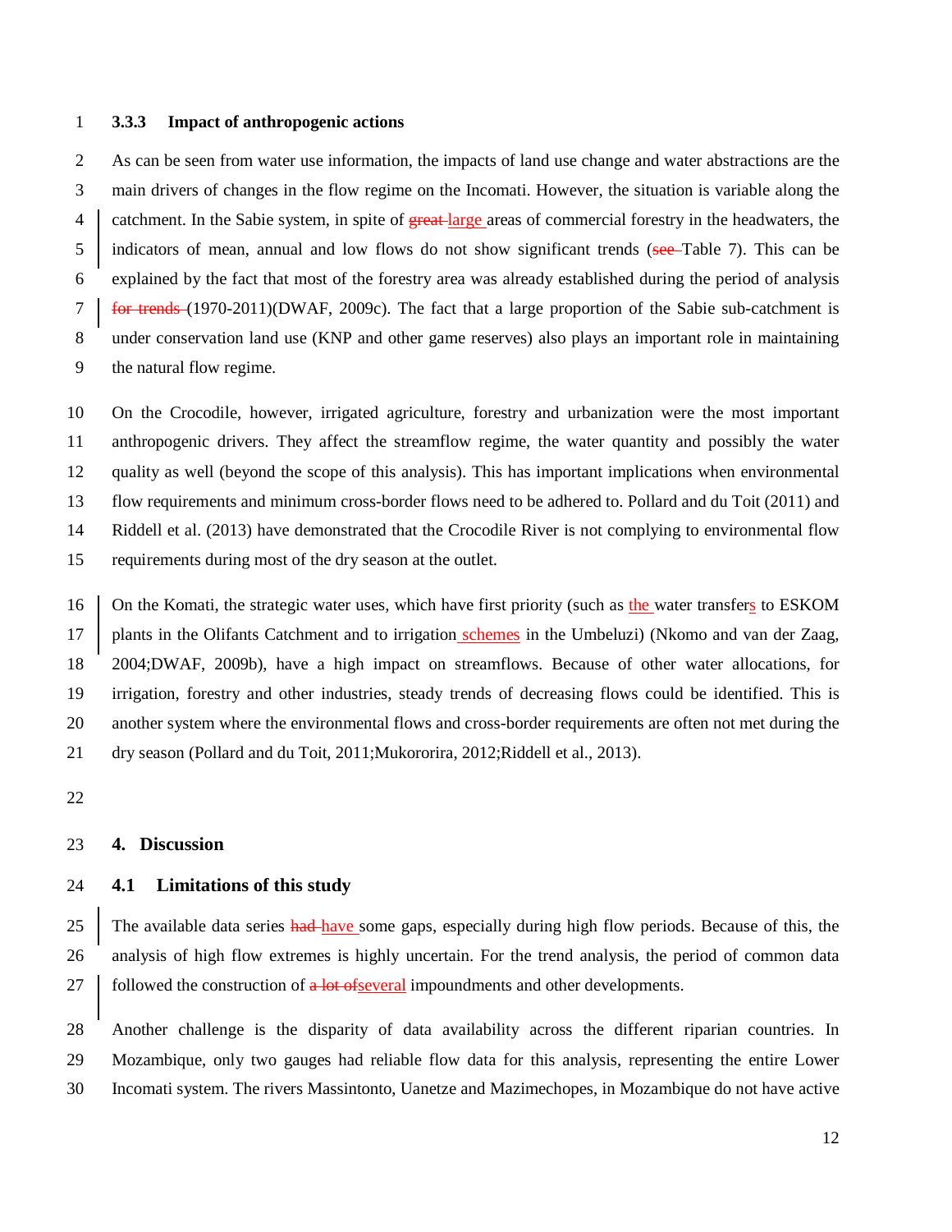### 3.3.3 Impact of anthropogenic actions

As can be seen from water use information, the impacts of land use change and water abstractions are the main drivers of changes in the flow regime on the Incomati. However, the situation is variable along the catchment. In the Sabie system, in spite of ~~great~~ large areas of commercial forestry in the headwaters, the indicators of mean, annual and low flows do not show significant trends (~~see~~ Table 7). This can be explained by the fact that most of the forestry area was already established during the period of analysis ~~for trends~~ (1970-2011)(DWAF, 2009c). The fact that a large proportion of the Sabie sub-catchment is under conservation land use (KNP and other game reserves) also plays an important role in maintaining the natural flow regime.

On the Crocodile, however, irrigated agriculture, forestry and urbanization were the most important anthropogenic drivers. They affect the streamflow regime, the water quantity and possibly the water quality as well (beyond the scope of this analysis). This has important implications when environmental flow requirements and minimum cross-border flows need to be adhered to. Pollard and du Toit (2011) and Riddell et al. (2013) have demonstrated that the Crocodile River is not complying to environmental flow requirements during most of the dry season at the outlet.

On the Komati, the strategic water uses, which have first priority (such as the water transfers to ESKOM plants in the Olifants Catchment and to irrigation schemes in the Umbeluzi) (Nkomo and van der Zaag, 2004;DWAF, 2009b), have a high impact on streamflows. Because of other water allocations, for irrigation, forestry and other industries, steady trends of decreasing flows could be identified. This is another system where the environmental flows and cross-border requirements are often not met during the dry season (Pollard and du Toit, 2011;Mukororira, 2012;Riddell et al., 2013).

## 4. Discussion

### 4.1 Limitations of this study

The available data series ~~had~~ have some gaps, especially during high flow periods. Because of this, the analysis of high flow extremes is highly uncertain. For the trend analysis, the period of common data followed the construction of ~~a lot of~~several impoundments and other developments.

Another challenge is the disparity of data availability across the different riparian countries. In Mozambique, only two gauges had reliable flow data for this analysis, representing the entire Lower Incomati system. The rivers Massintonto, Uanetze and Mazimechopes, in Mozambique do not have active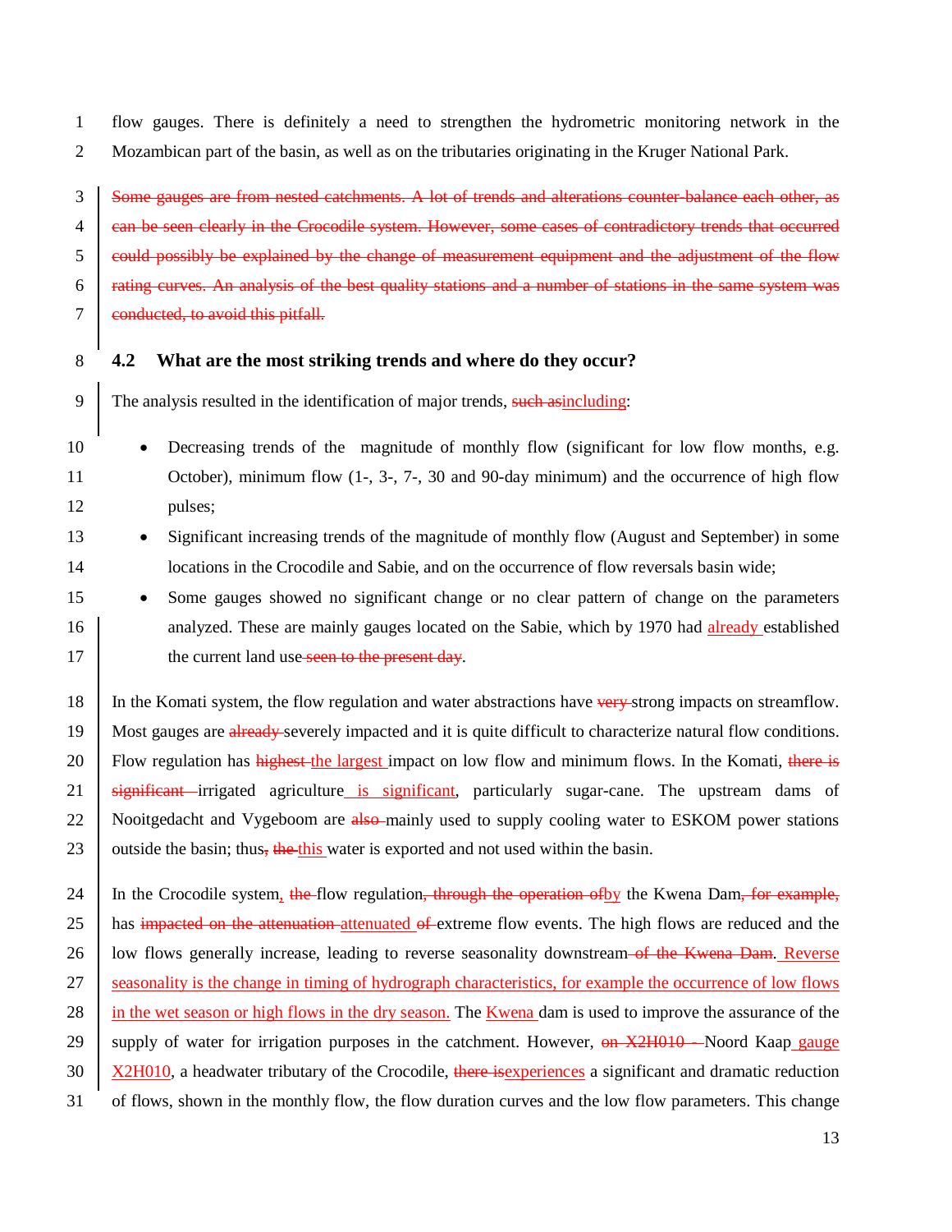flow gauges. There is definitely a need to strengthen the hydrometric monitoring network in the Mozambican part of the basin, as well as on the tributaries originating in the Kruger National Park.

~~Some gauges are from nested catchments. A lot of trends and alterations counter-balance each other, as can be seen clearly in the Crocodile system. However, some cases of contradictory trends that occurred could possibly be explained by the change of measurement equipment and the adjustment of the flow rating curves. An analysis of the best quality stations and a number of stations in the same system was conducted, to avoid this pitfall.~~

## 4.2 What are the most striking trends and where do they occur?

The analysis resulted in the identification of major trends, ~~such as~~including:

- Decreasing trends of the magnitude of monthly flow (significant for low flow months, e.g. October), minimum flow (1-, 3-, 7-, 30 and 90-day minimum) and the occurrence of high flow pulses;
- Significant increasing trends of the magnitude of monthly flow (August and September) in some locations in the Crocodile and Sabie, and on the occurrence of flow reversals basin wide;
- Some gauges showed no significant change or no clear pattern of change on the parameters analyzed. These are mainly gauges located on the Sabie, which by 1970 had already established the current land use ~~seen to the present day~~.

In the Komati system, the flow regulation and water abstractions have ~~very~~ strong impacts on streamflow. Most gauges are ~~already~~ severely impacted and it is quite difficult to characterize natural flow conditions. Flow regulation has ~~highest~~ the largest impact on low flow and minimum flows. In the Komati, ~~there is significant~~ irrigated agriculture is significant, particularly sugar-cane. The upstream dams of Nooitgedacht and Vygeboom are ~~also~~ mainly used to supply cooling water to ESKOM power stations outside the basin; thus~~,~~ ~~the~~ this water is exported and not used within the basin.

In the Crocodile system, ~~the~~ flow regulation~~, through the operation of~~by the Kwena Dam~~, for example,~~ has ~~impacted on the attenuation~~ attenuated ~~of~~ extreme flow events. The high flows are reduced and the low flows generally increase, leading to reverse seasonality downstream ~~of the Kwena Dam~~. Reverse seasonality is the change in timing of hydrograph characteristics, for example the occurrence of low flows in the wet season or high flows in the dry season. The Kwena dam is used to improve the assurance of the supply of water for irrigation purposes in the catchment. However, ~~on X2H010 –~~ Noord Kaap gauge X2H010, a headwater tributary of the Crocodile, ~~there is~~experiences a significant and dramatic reduction of flows, shown in the monthly flow, the flow duration curves and the low flow parameters. This change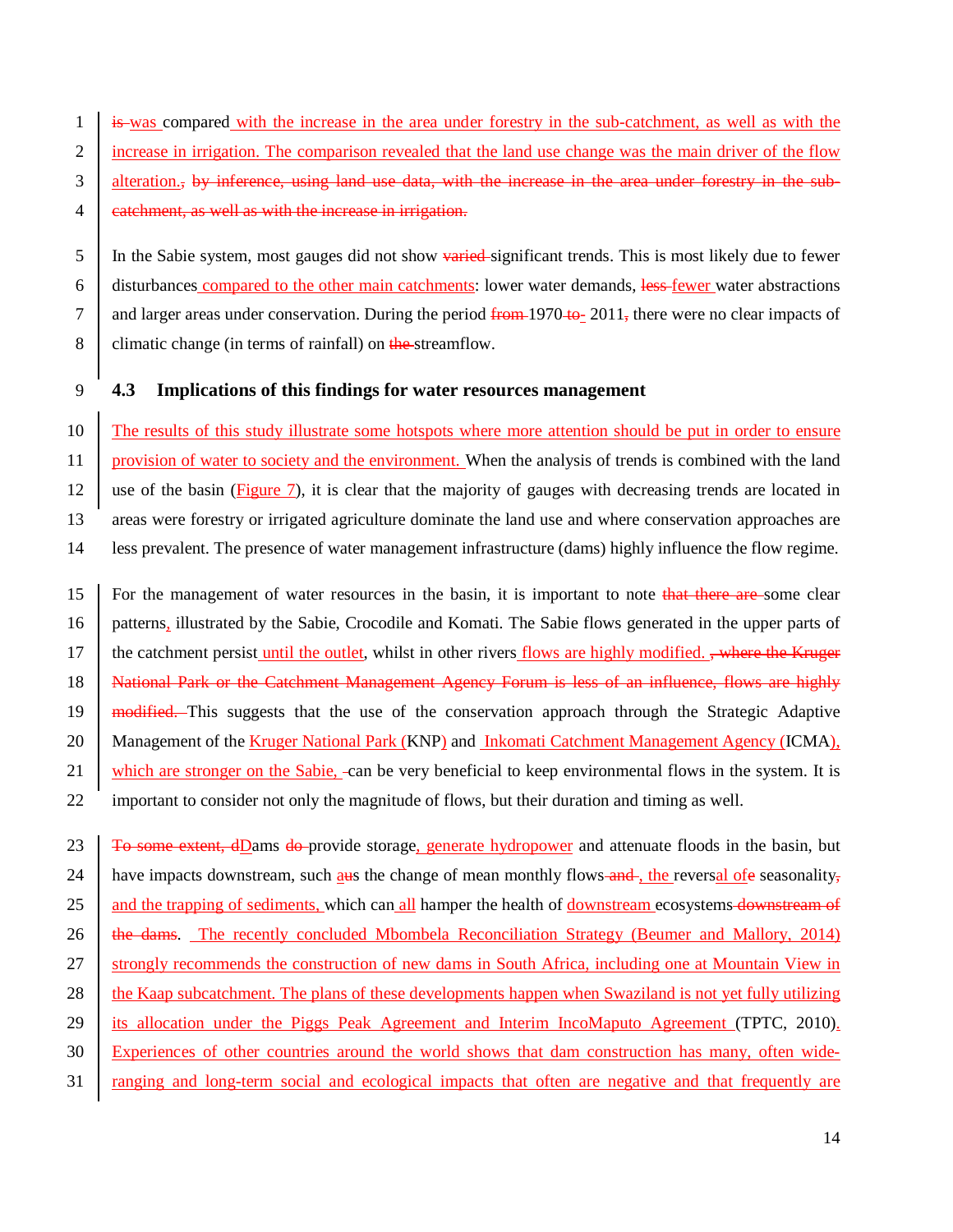is was compared with the increase in the area under forestry in the sub-catchment, as well as with the increase in irrigation. The comparison revealed that the land use change was the main driver of the flow alteration., by inference, using land use data, with the increase in the area under forestry in the sub-catchment, as well as with the increase in irrigation.

In the Sabie system, most gauges did not show varied significant trends. This is most likely due to fewer disturbances compared to the other main catchments: lower water demands, less fewer water abstractions and larger areas under conservation. During the period from 1970 to- 2011, there were no clear impacts of climatic change (in terms of rainfall) on the streamflow.

### 4.3 Implications of this findings for water resources management

The results of this study illustrate some hotspots where more attention should be put in order to ensure provision of water to society and the environment. When the analysis of trends is combined with the land use of the basin (Figure 7), it is clear that the majority of gauges with decreasing trends are located in areas were forestry or irrigated agriculture dominate the land use and where conservation approaches are less prevalent. The presence of water management infrastructure (dams) highly influence the flow regime.

For the management of water resources in the basin, it is important to note that there are some clear patterns, illustrated by the Sabie, Crocodile and Komati. The Sabie flows generated in the upper parts of the catchment persist until the outlet, whilst in other rivers flows are highly modified. , where the Kruger National Park or the Catchment Management Agency Forum is less of an influence, flows are highly modified. This suggests that the use of the conservation approach through the Strategic Adaptive Management of the Kruger National Park (KNP) and Inkomati Catchment Management Agency (ICMA), which are stronger on the Sabie, -can be very beneficial to keep environmental flows in the system. It is important to consider not only the magnitude of flows, but their duration and timing as well.

To some extent, dDams do provide storage, generate hydropower and attenuate floods in the basin, but have impacts downstream, such aus the change of mean monthly flows and , the reversal ofe seasonality, and the trapping of sediments, which can all hamper the health of downstream ecosystems downstream of the dams. The recently concluded Mbombela Reconciliation Strategy (Beumer and Mallory, 2014) strongly recommends the construction of new dams in South Africa, including one at Mountain View in the Kaap subcatchment. The plans of these developments happen when Swaziland is not yet fully utilizing its allocation under the Piggs Peak Agreement and Interim IncoMaputo Agreement (TPTC, 2010). Experiences of other countries around the world shows that dam construction has many, often wide-ranging and long-term social and ecological impacts that often are negative and that frequently are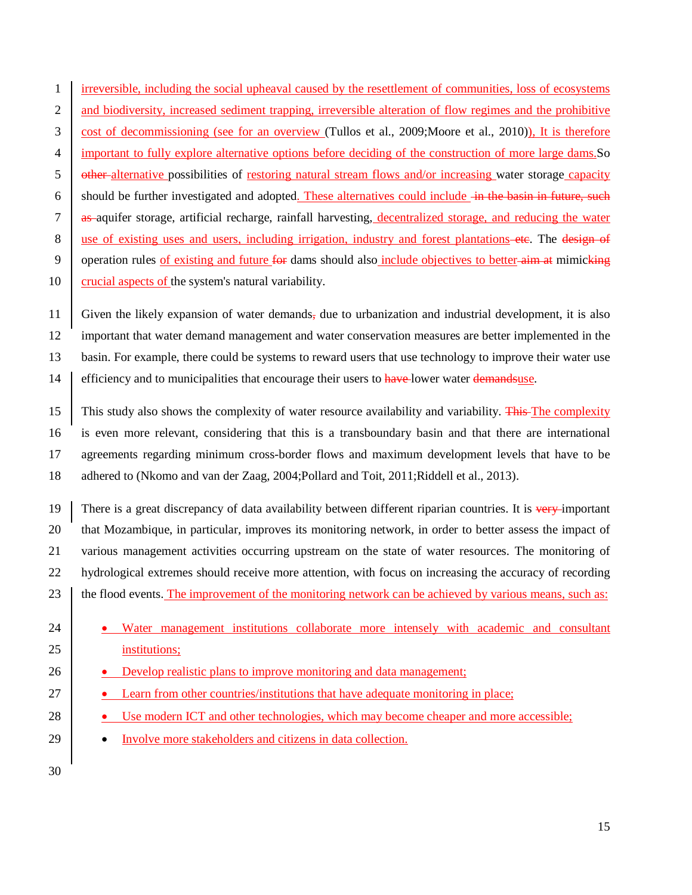irreversible, including the social upheaval caused by the resettlement of communities, loss of ecosystems and biodiversity, increased sediment trapping, irreversible alteration of flow regimes and the prohibitive cost of decommissioning (see for an overview (Tullos et al., 2009;Moore et al., 2010)), It is therefore important to fully explore alternative options before deciding of the construction of more large dams.So ~~other~~ alternative possibilities of restoring natural stream flows and/or increasing water storage capacity should be further investigated and adopted. These alternatives could include ~~in the basin in future, such as~~ aquifer storage, artificial recharge, rainfall harvesting, decentralized storage, and reducing the water use of existing uses and users, including irrigation, industry and forest plantations ~~etc~~. The ~~design of~~ operation rules of existing and future ~~for~~ dams should also include objectives to better ~~aim at~~ mimic~~king~~ crucial aspects of the system's natural variability.

Given the likely expansion of water demands~~,~~ due to urbanization and industrial development, it is also important that water demand management and water conservation measures are better implemented in the basin. For example, there could be systems to reward users that use technology to improve their water use efficiency and to municipalities that encourage their users to ~~have~~ lower water ~~demands~~use.

This study also shows the complexity of water resource availability and variability. ~~This~~ The complexity is even more relevant, considering that this is a transboundary basin and that there are international agreements regarding minimum cross-border flows and maximum development levels that have to be adhered to (Nkomo and van der Zaag, 2004;Pollard and Toit, 2011;Riddell et al., 2013).

There is a great discrepancy of data availability between different riparian countries. It is ~~very~~ important that Mozambique, in particular, improves its monitoring network, in order to better assess the impact of various management activities occurring upstream on the state of water resources. The monitoring of hydrological extremes should receive more attention, with focus on increasing the accuracy of recording the flood events. The improvement of the monitoring network can be achieved by various means, such as:

- Water management institutions collaborate more intensely with academic and consultant institutions;
- Develop realistic plans to improve monitoring and data management;
- Learn from other countries/institutions that have adequate monitoring in place;
- Use modern ICT and other technologies, which may become cheaper and more accessible;
- Involve more stakeholders and citizens in data collection.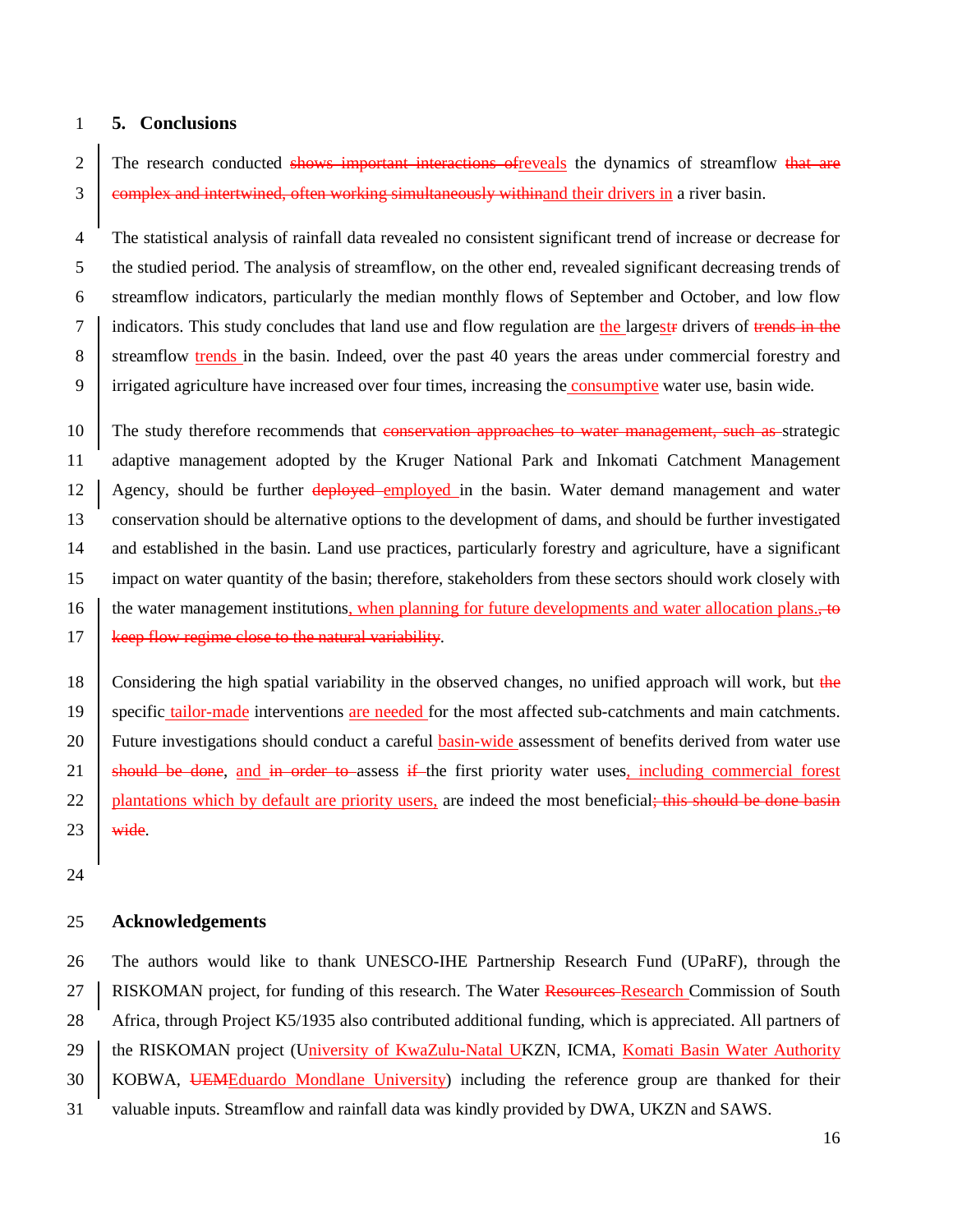## 5. Conclusions

The research conducted ~~shows important interactions of~~reveals the dynamics of streamflow ~~that are complex and intertwined, often working simultaneously within~~and their drivers in a river basin.

The statistical analysis of rainfall data revealed no consistent significant trend of increase or decrease for the studied period. The analysis of streamflow, on the other end, revealed significant decreasing trends of streamflow indicators, particularly the median monthly flows of September and October, and low flow indicators. This study concludes that land use and flow regulation are the largest~~r~~ drivers of ~~trends in the~~ streamflow trends in the basin. Indeed, over the past 40 years the areas under commercial forestry and irrigated agriculture have increased over four times, increasing the consumptive water use, basin wide.

The study therefore recommends that ~~conservation approaches to water management, such as~~ strategic adaptive management adopted by the Kruger National Park and Inkomati Catchment Management Agency, should be further ~~deployed~~ employed in the basin. Water demand management and water conservation should be alternative options to the development of dams, and should be further investigated and established in the basin. Land use practices, particularly forestry and agriculture, have a significant impact on water quantity of the basin; therefore, stakeholders from these sectors should work closely with the water management institutions, when planning for future developments and water allocation plans.~~, to keep flow regime close to the natural variability~~.

Considering the high spatial variability in the observed changes, no unified approach will work, but ~~the~~ specific tailor-made interventions are needed for the most affected sub-catchments and main catchments. Future investigations should conduct a careful basin-wide assessment of benefits derived from water use ~~should be done~~, and ~~in order to~~ assess ~~if~~ the first priority water uses, including commercial forest plantations which by default are priority users, are indeed the most beneficial~~; this should be done basin wide~~.

## Acknowledgements

The authors would like to thank UNESCO-IHE Partnership Research Fund (UPaRF), through the RISKOMAN project, for funding of this research. The Water ~~Resources~~ Research Commission of South Africa, through Project K5/1935 also contributed additional funding, which is appreciated. All partners of the RISKOMAN project (University of KwaZulu-Natal UKZN, ICMA, Komati Basin Water Authority KOBWA, ~~UEM~~Eduardo Mondlane University) including the reference group are thanked for their valuable inputs. Streamflow and rainfall data was kindly provided by DWA, UKZN and SAWS.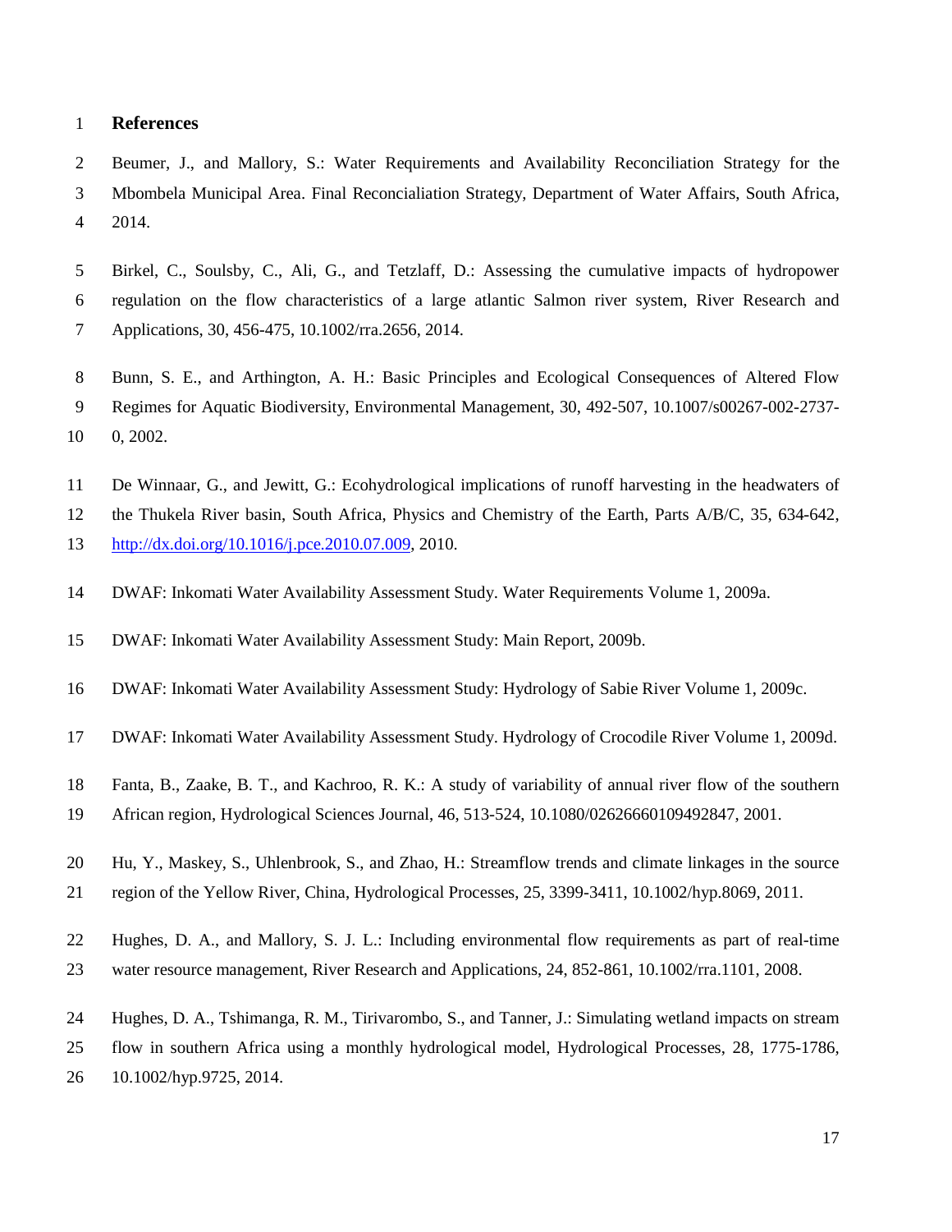## References

Beumer, J., and Mallory, S.: Water Requirements and Availability Reconciliation Strategy for the Mbombela Municipal Area. Final Reconcialiation Strategy, Department of Water Affairs, South Africa, 2014.

Birkel, C., Soulsby, C., Ali, G., and Tetzlaff, D.: Assessing the cumulative impacts of hydropower regulation on the flow characteristics of a large atlantic Salmon river system, River Research and Applications, 30, 456-475, 10.1002/rra.2656, 2014.

Bunn, S. E., and Arthington, A. H.: Basic Principles and Ecological Consequences of Altered Flow Regimes for Aquatic Biodiversity, Environmental Management, 30, 492-507, 10.1007/s00267-002-2737-0, 2002.

De Winnaar, G., and Jewitt, G.: Ecohydrological implications of runoff harvesting in the headwaters of the Thukela River basin, South Africa, Physics and Chemistry of the Earth, Parts A/B/C, 35, 634-642, http://dx.doi.org/10.1016/j.pce.2010.07.009, 2010.

DWAF: Inkomati Water Availability Assessment Study. Water Requirements Volume 1, 2009a.

DWAF: Inkomati Water Availability Assessment Study: Main Report, 2009b.

DWAF: Inkomati Water Availability Assessment Study: Hydrology of Sabie River Volume 1, 2009c.

DWAF: Inkomati Water Availability Assessment Study. Hydrology of Crocodile River Volume 1, 2009d.

Fanta, B., Zaake, B. T., and Kachroo, R. K.: A study of variability of annual river flow of the southern African region, Hydrological Sciences Journal, 46, 513-524, 10.1080/02626660109492847, 2001.

Hu, Y., Maskey, S., Uhlenbrook, S., and Zhao, H.: Streamflow trends and climate linkages in the source region of the Yellow River, China, Hydrological Processes, 25, 3399-3411, 10.1002/hyp.8069, 2011.

Hughes, D. A., and Mallory, S. J. L.: Including environmental flow requirements as part of real-time water resource management, River Research and Applications, 24, 852-861, 10.1002/rra.1101, 2008.

Hughes, D. A., Tshimanga, R. M., Tirivarombo, S., and Tanner, J.: Simulating wetland impacts on stream flow in southern Africa using a monthly hydrological model, Hydrological Processes, 28, 1775-1786, 10.1002/hyp.9725, 2014.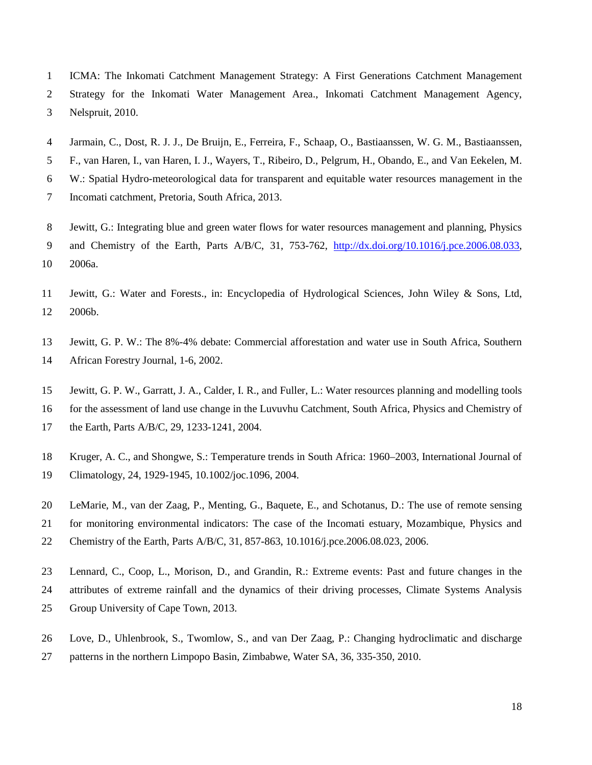ICMA: The Inkomati Catchment Management Strategy: A First Generations Catchment Management Strategy for the Inkomati Water Management Area., Inkomati Catchment Management Agency, Nelspruit, 2010.

Jarmain, C., Dost, R. J. J., De Bruijn, E., Ferreira, F., Schaap, O., Bastiaanssen, W. G. M., Bastiaanssen, F., van Haren, I., van Haren, I. J., Wayers, T., Ribeiro, D., Pelgrum, H., Obando, E., and Van Eekelen, M. W.: Spatial Hydro-meteorological data for transparent and equitable water resources management in the Incomati catchment, Pretoria, South Africa, 2013.

Jewitt, G.: Integrating blue and green water flows for water resources management and planning, Physics and Chemistry of the Earth, Parts A/B/C, 31, 753-762, http://dx.doi.org/10.1016/j.pce.2006.08.033, 2006a.

Jewitt, G.: Water and Forests., in: Encyclopedia of Hydrological Sciences, John Wiley & Sons, Ltd, 2006b.

Jewitt, G. P. W.: The 8%-4% debate: Commercial afforestation and water use in South Africa, Southern African Forestry Journal, 1-6, 2002.

Jewitt, G. P. W., Garratt, J. A., Calder, I. R., and Fuller, L.: Water resources planning and modelling tools for the assessment of land use change in the Luvuvhu Catchment, South Africa, Physics and Chemistry of the Earth, Parts A/B/C, 29, 1233-1241, 2004.

Kruger, A. C., and Shongwe, S.: Temperature trends in South Africa: 1960–2003, International Journal of Climatology, 24, 1929-1945, 10.1002/joc.1096, 2004.

LeMarie, M., van der Zaag, P., Menting, G., Baquete, E., and Schotanus, D.: The use of remote sensing for monitoring environmental indicators: The case of the Incomati estuary, Mozambique, Physics and Chemistry of the Earth, Parts A/B/C, 31, 857-863, 10.1016/j.pce.2006.08.023, 2006.

Lennard, C., Coop, L., Morison, D., and Grandin, R.: Extreme events: Past and future changes in the attributes of extreme rainfall and the dynamics of their driving processes, Climate Systems Analysis Group University of Cape Town, 2013.

Love, D., Uhlenbrook, S., Twomlow, S., and van Der Zaag, P.: Changing hydroclimatic and discharge patterns in the northern Limpopo Basin, Zimbabwe, Water SA, 36, 335-350, 2010.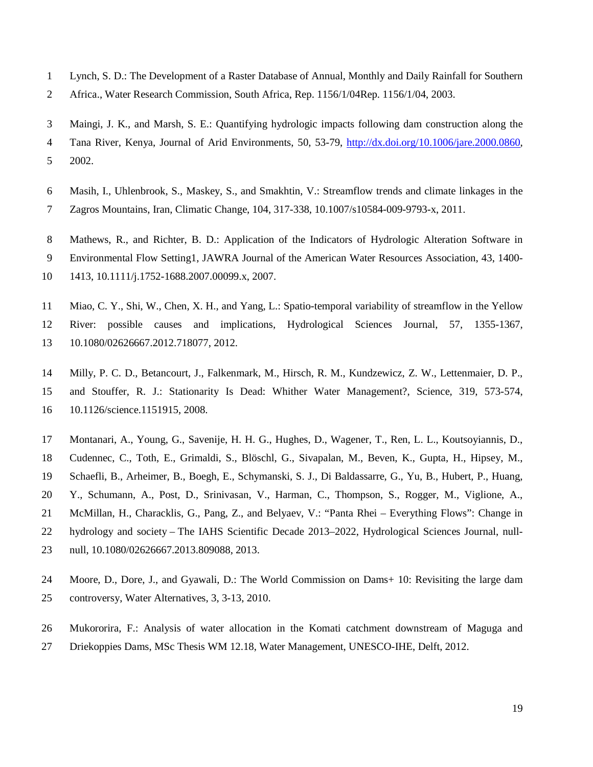Lynch, S. D.: The Development of a Raster Database of Annual, Monthly and Daily Rainfall for Southern Africa., Water Research Commission, South Africa, Rep. 1156/1/04Rep. 1156/1/04, 2003.

Maingi, J. K., and Marsh, S. E.: Quantifying hydrologic impacts following dam construction along the Tana River, Kenya, Journal of Arid Environments, 50, 53-79, http://dx.doi.org/10.1006/jare.2000.0860, 2002.

Masih, I., Uhlenbrook, S., Maskey, S., and Smakhtin, V.: Streamflow trends and climate linkages in the Zagros Mountains, Iran, Climatic Change, 104, 317-338, 10.1007/s10584-009-9793-x, 2011.

Mathews, R., and Richter, B. D.: Application of the Indicators of Hydrologic Alteration Software in Environmental Flow Setting1, JAWRA Journal of the American Water Resources Association, 43, 1400-1413, 10.1111/j.1752-1688.2007.00099.x, 2007.

Miao, C. Y., Shi, W., Chen, X. H., and Yang, L.: Spatio-temporal variability of streamflow in the Yellow River: possible causes and implications, Hydrological Sciences Journal, 57, 1355-1367, 10.1080/02626667.2012.718077, 2012.

Milly, P. C. D., Betancourt, J., Falkenmark, M., Hirsch, R. M., Kundzewicz, Z. W., Lettenmaier, D. P., and Stouffer, R. J.: Stationarity Is Dead: Whither Water Management?, Science, 319, 573-574, 10.1126/science.1151915, 2008.

Montanari, A., Young, G., Savenije, H. H. G., Hughes, D., Wagener, T., Ren, L. L., Koutsoyiannis, D., Cudennec, C., Toth, E., Grimaldi, S., Blöschl, G., Sivapalan, M., Beven, K., Gupta, H., Hipsey, M., Schaefli, B., Arheimer, B., Boegh, E., Schymanski, S. J., Di Baldassarre, G., Yu, B., Hubert, P., Huang, Y., Schumann, A., Post, D., Srinivasan, V., Harman, C., Thompson, S., Rogger, M., Viglione, A., McMillan, H., Characklis, G., Pang, Z., and Belyaev, V.: "Panta Rhei – Everything Flows": Change in hydrology and society – The IAHS Scientific Decade 2013–2022, Hydrological Sciences Journal, null-null, 10.1080/02626667.2013.809088, 2013.

Moore, D., Dore, J., and Gyawali, D.: The World Commission on Dams+ 10: Revisiting the large dam controversy, Water Alternatives, 3, 3-13, 2010.

Mukororira, F.: Analysis of water allocation in the Komati catchment downstream of Maguga and Driekoppies Dams, MSc Thesis WM 12.18, Water Management, UNESCO-IHE, Delft, 2012.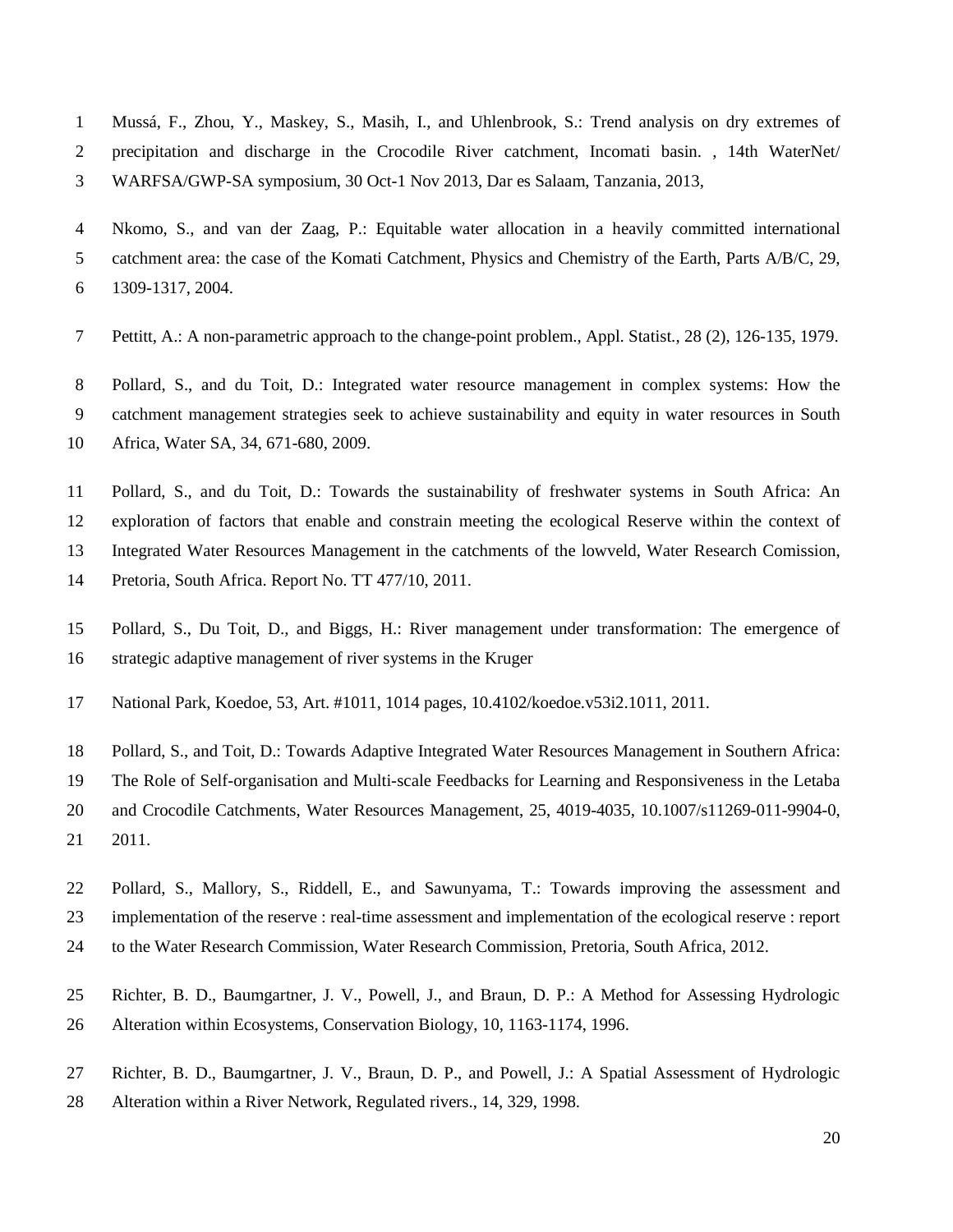Mussá, F., Zhou, Y., Maskey, S., Masih, I., and Uhlenbrook, S.: Trend analysis on dry extremes of precipitation and discharge in the Crocodile River catchment, Incomati basin. , 14th WaterNet/ WARFSA/GWP-SA symposium, 30 Oct-1 Nov 2013, Dar es Salaam, Tanzania, 2013,

Nkomo, S., and van der Zaag, P.: Equitable water allocation in a heavily committed international catchment area: the case of the Komati Catchment, Physics and Chemistry of the Earth, Parts A/B/C, 29, 1309-1317, 2004.

Pettitt, A.: A non-parametric approach to the change-point problem., Appl. Statist., 28 (2), 126-135, 1979.

Pollard, S., and du Toit, D.: Integrated water resource management in complex systems: How the catchment management strategies seek to achieve sustainability and equity in water resources in South Africa, Water SA, 34, 671-680, 2009.

Pollard, S., and du Toit, D.: Towards the sustainability of freshwater systems in South Africa: An exploration of factors that enable and constrain meeting the ecological Reserve within the context of Integrated Water Resources Management in the catchments of the lowveld, Water Research Comission, Pretoria, South Africa. Report No. TT 477/10, 2011.

Pollard, S., Du Toit, D., and Biggs, H.: River management under transformation: The emergence of strategic adaptive management of river systems in the Kruger

National Park, Koedoe, 53, Art. #1011, 1014 pages, 10.4102/koedoe.v53i2.1011, 2011.

Pollard, S., and Toit, D.: Towards Adaptive Integrated Water Resources Management in Southern Africa: The Role of Self-organisation and Multi-scale Feedbacks for Learning and Responsiveness in the Letaba and Crocodile Catchments, Water Resources Management, 25, 4019-4035, 10.1007/s11269-011-9904-0, 2011.

Pollard, S., Mallory, S., Riddell, E., and Sawunyama, T.: Towards improving the assessment and implementation of the reserve : real-time assessment and implementation of the ecological reserve : report to the Water Research Commission, Water Research Commission, Pretoria, South Africa, 2012.

Richter, B. D., Baumgartner, J. V., Powell, J., and Braun, D. P.: A Method for Assessing Hydrologic Alteration within Ecosystems, Conservation Biology, 10, 1163-1174, 1996.

Richter, B. D., Baumgartner, J. V., Braun, D. P., and Powell, J.: A Spatial Assessment of Hydrologic Alteration within a River Network, Regulated rivers., 14, 329, 1998.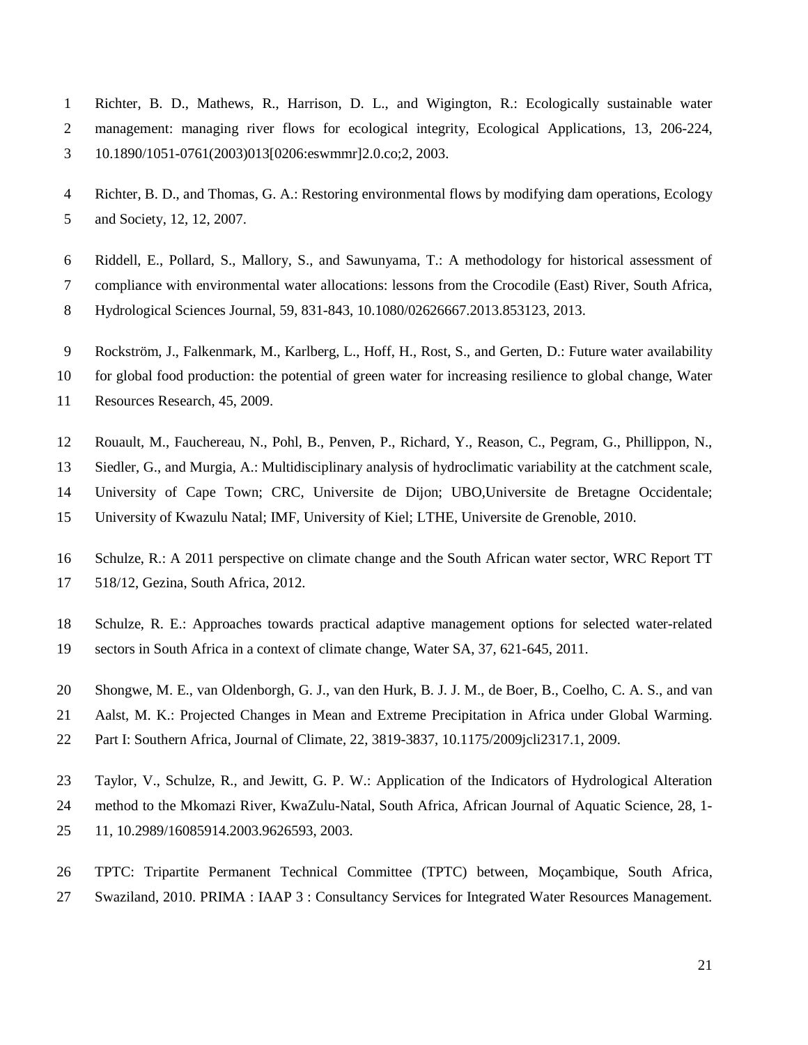Richter, B. D., Mathews, R., Harrison, D. L., and Wigington, R.: Ecologically sustainable water management: managing river flows for ecological integrity, Ecological Applications, 13, 206-224, 10.1890/1051-0761(2003)013[0206:eswmmr]2.0.co;2, 2003.

Richter, B. D., and Thomas, G. A.: Restoring environmental flows by modifying dam operations, Ecology and Society, 12, 12, 2007.

Riddell, E., Pollard, S., Mallory, S., and Sawunyama, T.: A methodology for historical assessment of compliance with environmental water allocations: lessons from the Crocodile (East) River, South Africa, Hydrological Sciences Journal, 59, 831-843, 10.1080/02626667.2013.853123, 2013.

Rockström, J., Falkenmark, M., Karlberg, L., Hoff, H., Rost, S., and Gerten, D.: Future water availability for global food production: the potential of green water for increasing resilience to global change, Water Resources Research, 45, 2009.

Rouault, M., Fauchereau, N., Pohl, B., Penven, P., Richard, Y., Reason, C., Pegram, G., Phillippon, N., Siedler, G., and Murgia, A.: Multidisciplinary analysis of hydroclimatic variability at the catchment scale, University of Cape Town; CRC, Universite de Dijon; UBO,Universite de Bretagne Occidentale; University of Kwazulu Natal; IMF, University of Kiel; LTHE, Universite de Grenoble, 2010.

Schulze, R.: A 2011 perspective on climate change and the South African water sector, WRC Report TT 518/12, Gezina, South Africa, 2012.

Schulze, R. E.: Approaches towards practical adaptive management options for selected water-related sectors in South Africa in a context of climate change, Water SA, 37, 621-645, 2011.

Shongwe, M. E., van Oldenborgh, G. J., van den Hurk, B. J. J. M., de Boer, B., Coelho, C. A. S., and van Aalst, M. K.: Projected Changes in Mean and Extreme Precipitation in Africa under Global Warming. Part I: Southern Africa, Journal of Climate, 22, 3819-3837, 10.1175/2009jcli2317.1, 2009.

Taylor, V., Schulze, R., and Jewitt, G. P. W.: Application of the Indicators of Hydrological Alteration method to the Mkomazi River, KwaZulu-Natal, South Africa, African Journal of Aquatic Science, 28, 1-11, 10.2989/16085914.2003.9626593, 2003.

TPTC: Tripartite Permanent Technical Committee (TPTC) between, Moçambique, South Africa, Swaziland, 2010. PRIMA : IAAP 3 : Consultancy Services for Integrated Water Resources Management.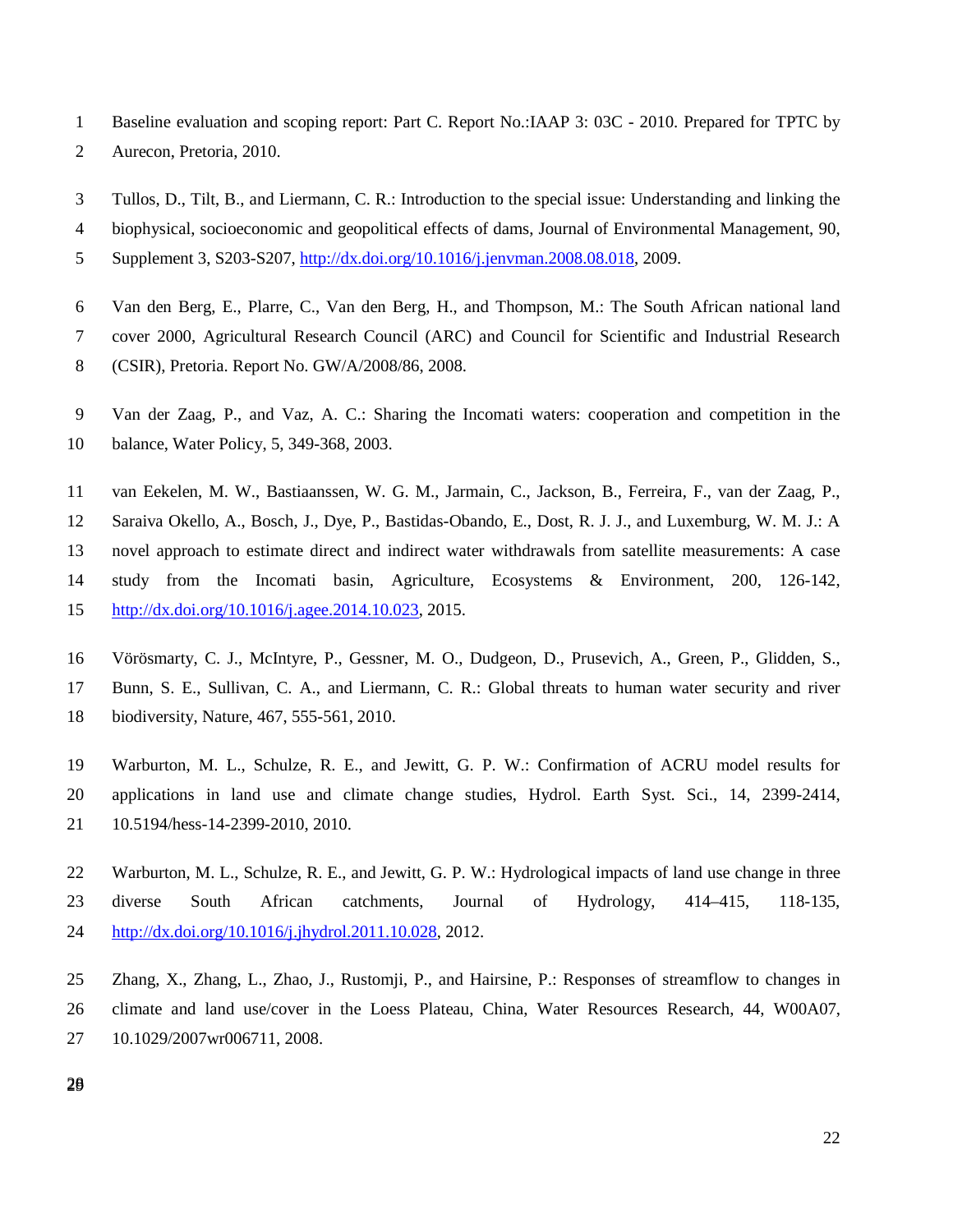Baseline evaluation and scoping report: Part C. Report No.:IAAP 3: 03C - 2010. Prepared for TPTC by Aurecon, Pretoria, 2010.

Tullos, D., Tilt, B., and Liermann, C. R.: Introduction to the special issue: Understanding and linking the biophysical, socioeconomic and geopolitical effects of dams, Journal of Environmental Management, 90, Supplement 3, S203-S207, http://dx.doi.org/10.1016/j.jenvman.2008.08.018, 2009.

Van den Berg, E., Plarre, C., Van den Berg, H., and Thompson, M.: The South African national land cover 2000, Agricultural Research Council (ARC) and Council for Scientific and Industrial Research (CSIR), Pretoria. Report No. GW/A/2008/86, 2008.

Van der Zaag, P., and Vaz, A. C.: Sharing the Incomati waters: cooperation and competition in the balance, Water Policy, 5, 349-368, 2003.

van Eekelen, M. W., Bastiaanssen, W. G. M., Jarmain, C., Jackson, B., Ferreira, F., van der Zaag, P., Saraiva Okello, A., Bosch, J., Dye, P., Bastidas-Obando, E., Dost, R. J. J., and Luxemburg, W. M. J.: A novel approach to estimate direct and indirect water withdrawals from satellite measurements: A case study from the Incomati basin, Agriculture, Ecosystems & Environment, 200, 126-142, http://dx.doi.org/10.1016/j.agee.2014.10.023, 2015.

Vörösmarty, C. J., McIntyre, P., Gessner, M. O., Dudgeon, D., Prusevich, A., Green, P., Glidden, S., Bunn, S. E., Sullivan, C. A., and Liermann, C. R.: Global threats to human water security and river biodiversity, Nature, 467, 555-561, 2010.

Warburton, M. L., Schulze, R. E., and Jewitt, G. P. W.: Confirmation of ACRU model results for applications in land use and climate change studies, Hydrol. Earth Syst. Sci., 14, 2399-2414, 10.5194/hess-14-2399-2010, 2010.

Warburton, M. L., Schulze, R. E., and Jewitt, G. P. W.: Hydrological impacts of land use change in three diverse South African catchments, Journal of Hydrology, 414–415, 118-135, http://dx.doi.org/10.1016/j.jhydrol.2011.10.028, 2012.

Zhang, X., Zhang, L., Zhao, J., Rustomji, P., and Hairsine, P.: Responses of streamflow to changes in climate and land use/cover in the Loess Plateau, China, Water Resources Research, 44, W00A07, 10.1029/2007wr006711, 2008.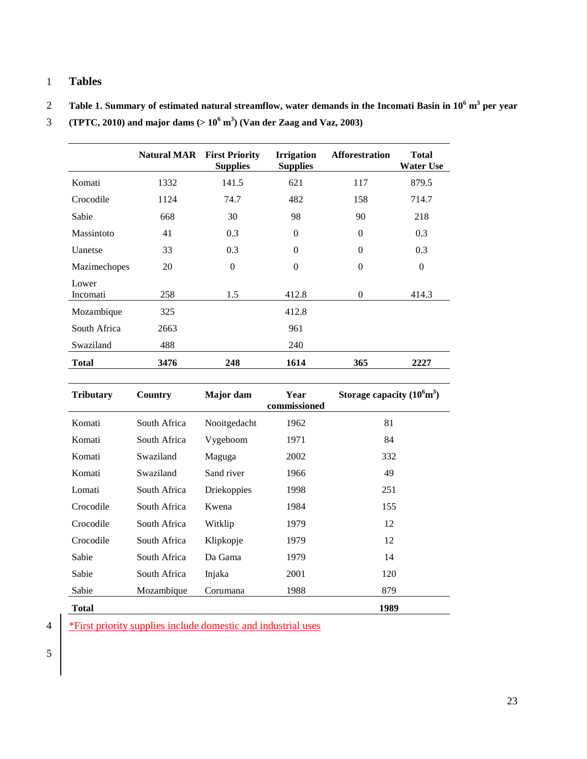# Tables

**Table 1. Summary of estimated natural streamflow, water demands in the Incomati Basin in $10^6$ $m^3$ per year (TPTC, 2010) and major dams (> $10^6$ $m^3$) (Van der Zaag and Vaz, 2003)**

| | Natural MAR | First Priority Supplies | Irrigation Supplies | Afforestration | Total Water Use |
|---|---|---|---|---|---|
| Komati | 1332 | 141.5 | 621 | 117 | 879.5 |
| Crocodile | 1124 | 74.7 | 482 | 158 | 714.7 |
| Sabie | 668 | 30 | 98 | 90 | 218 |
| Massintoto | 41 | 0.3 | 0 | 0 | 0.3 |
| Uanetse | 33 | 0.3 | 0 | 0 | 0.3 |
| Mazimechopes | 20 | 0 | 0 | 0 | 0 |
| Lower Incomati | 258 | 1.5 | 412.8 | 0 | 414.3 |
| Mozambique | 325 | | 412.8 | | |
| South Africa | 2663 | | 961 | | |
| Swaziland | 488 | | 240 | | |
| **Total** | **3476** | **248** | **1614** | **365** | **2227** |

| Tributary | Country | Major dam | Year commissioned | Storage capacity ($10^6 m^3$) |
|---|---|---|---|---|
| Komati | South Africa | Nooitgedacht | 1962 | 81 |
| Komati | South Africa | Vygeboom | 1971 | 84 |
| Komati | Swaziland | Maguga | 2002 | 332 |
| Komati | Swaziland | Sand river | 1966 | 49 |
| Lomati | South Africa | Driekoppies | 1998 | 251 |
| Crocodile | South Africa | Kwena | 1984 | 155 |
| Crocodile | South Africa | Witklip | 1979 | 12 |
| Crocodile | South Africa | Klipkopje | 1979 | 12 |
| Sabie | South Africa | Da Gama | 1979 | 14 |
| Sabie | South Africa | Injaka | 2001 | 120 |
| Sabie | Mozambique | Corumana | 1988 | 879 |
| **Total** | | | | **1989** |

*First priority supplies include domestic and industrial uses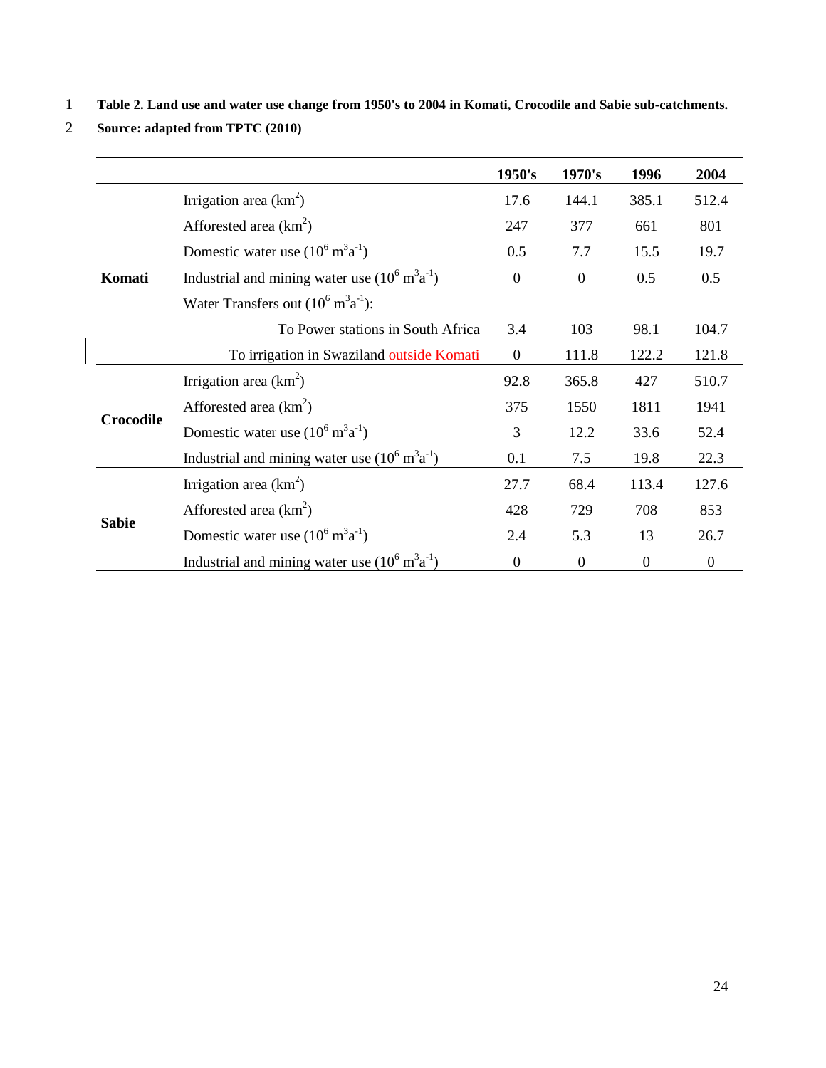**Table 2. Land use and water use change from 1950's to 2004 in Komati, Crocodile and Sabie sub-catchments. Source: adapted from TPTC (2010)**

| | | 1950's | 1970's | 1996 | 2004 |
|---|---|---|---|---|---|
| **Komati** | Irrigation area ($km^2$) | 17.6 | 144.1 | 385.1 | 512.4 |
| | Afforested area ($km^2$) | 247 | 377 | 661 | 801 |
| | Domestic water use ($10^6$ $m^3a^{-1}$) | 0.5 | 7.7 | 15.5 | 19.7 |
| | Industrial and mining water use ($10^6$ $m^3a^{-1}$) | 0 | 0 | 0.5 | 0.5 |
| | Water Transfers out ($10^6$ $m^3a^{-1}$): | | | | |
| | To Power stations in South Africa | 3.4 | 103 | 98.1 | 104.7 |
| | To irrigation in Swaziland outside Komati | 0 | 111.8 | 122.2 | 121.8 |
| **Crocodile** | Irrigation area ($km^2$) | 92.8 | 365.8 | 427 | 510.7 |
| | Afforested area ($km^2$) | 375 | 1550 | 1811 | 1941 |
| | Domestic water use ($10^6$ $m^3a^{-1}$) | 3 | 12.2 | 33.6 | 52.4 |
| | Industrial and mining water use ($10^6$ $m^3a^{-1}$) | 0.1 | 7.5 | 19.8 | 22.3 |
| **Sabie** | Irrigation area ($km^2$) | 27.7 | 68.4 | 113.4 | 127.6 |
| | Afforested area ($km^2$) | 428 | 729 | 708 | 853 |
| | Domestic water use ($10^6$ $m^3a^{-1}$) | 2.4 | 5.3 | 13 | 26.7 |
| | Industrial and mining water use ($10^6$ $m^3a^{-1}$) | 0 | 0 | 0 | 0 |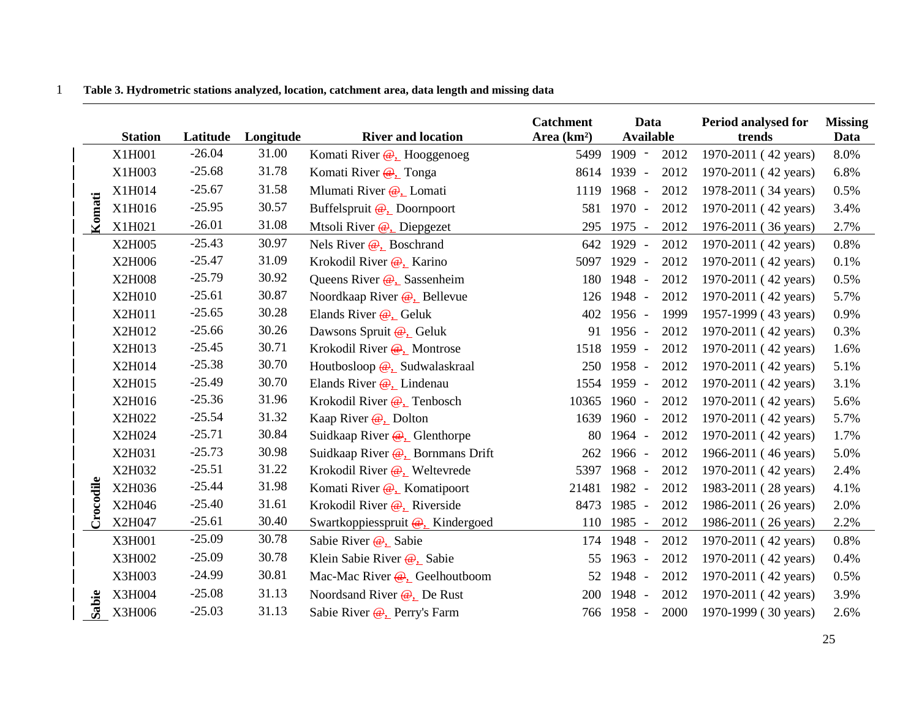**Table 3. Hydrometric stations analyzed, location, catchment area, data length and missing data**

| | Station | Latitude | Longitude | River and location | Catchment Area (km²) | Data Available | Period analysed for trends | Missing Data |
|---|---|---|---|---|---|---|---|---|
| Komati | X1H001 | -26.04 | 31.00 | Komati River @, Hooggenoeg | 5499 | 1909 - 2012 | 1970-2011 ( 42 years) | 8.0% |
| | X1H003 | -25.68 | 31.78 | Komati River @, Tonga | 8614 | 1939 - 2012 | 1970-2011 ( 42 years) | 6.8% |
| | X1H014 | -25.67 | 31.58 | Mlumati River @, Lomati | 1119 | 1968 - 2012 | 1978-2011 ( 34 years) | 0.5% |
| | X1H016 | -25.95 | 30.57 | Buffelspruit @, Doornpoort | 581 | 1970 - 2012 | 1970-2011 ( 42 years) | 3.4% |
| | X1H021 | -26.01 | 31.08 | Mtsoli River @, Diepgezet | 295 | 1975 - 2012 | 1976-2011 ( 36 years) | 2.7% |
| Crocodile | X2H005 | -25.43 | 30.97 | Nels River @, Boschrand | 642 | 1929 - 2012 | 1970-2011 ( 42 years) | 0.8% |
| | X2H006 | -25.47 | 31.09 | Krokodil River @, Karino | 5097 | 1929 - 2012 | 1970-2011 ( 42 years) | 0.1% |
| | X2H008 | -25.79 | 30.92 | Queens River @, Sassenheim | 180 | 1948 - 2012 | 1970-2011 ( 42 years) | 0.5% |
| | X2H010 | -25.61 | 30.87 | Noordkaap River @, Bellevue | 126 | 1948 - 2012 | 1970-2011 ( 42 years) | 5.7% |
| | X2H011 | -25.65 | 30.28 | Elands River @, Geluk | 402 | 1956 - 1999 | 1957-1999 ( 43 years) | 0.9% |
| | X2H012 | -25.66 | 30.26 | Dawsons Spruit @, Geluk | 91 | 1956 - 2012 | 1970-2011 ( 42 years) | 0.3% |
| | X2H013 | -25.45 | 30.71 | Krokodil River @, Montrose | 1518 | 1959 - 2012 | 1970-2011 ( 42 years) | 1.6% |
| | X2H014 | -25.38 | 30.70 | Houtbosloop @, Sudwalaskraal | 250 | 1958 - 2012 | 1970-2011 ( 42 years) | 5.1% |
| | X2H015 | -25.49 | 30.70 | Elands River @, Lindenau | 1554 | 1959 - 2012 | 1970-2011 ( 42 years) | 3.1% |
| | X2H016 | -25.36 | 31.96 | Krokodil River @, Tenbosch | 10365 | 1960 - 2012 | 1970-2011 ( 42 years) | 5.6% |
| | X2H022 | -25.54 | 31.32 | Kaap River @, Dolton | 1639 | 1960 - 2012 | 1970-2011 ( 42 years) | 5.7% |
| | X2H024 | -25.71 | 30.84 | Suidkaap River @, Glenthorpe | 80 | 1964 - 2012 | 1970-2011 ( 42 years) | 1.7% |
| | X2H031 | -25.73 | 30.98 | Suidkaap River @, Bornmans Drift | 262 | 1966 - 2012 | 1966-2011 ( 46 years) | 5.0% |
| | X2H032 | -25.51 | 31.22 | Krokodil River @, Weltevrede | 5397 | 1968 - 2012 | 1970-2011 ( 42 years) | 2.4% |
| | X2H036 | -25.44 | 31.98 | Komati River @, Komatipoort | 21481 | 1982 - 2012 | 1983-2011 ( 28 years) | 4.1% |
| | X2H046 | -25.40 | 31.61 | Krokodil River @, Riverside | 8473 | 1985 - 2012 | 1986-2011 ( 26 years) | 2.0% |
| | X2H047 | -25.61 | 30.40 | Swartkoppiesspruit @, Kindergoed | 110 | 1985 - 2012 | 1986-2011 ( 26 years) | 2.2% |
| Sabie | X3H001 | -25.09 | 30.78 | Sabie River @, Sabie | 174 | 1948 - 2012 | 1970-2011 ( 42 years) | 0.8% |
| | X3H002 | -25.09 | 30.78 | Klein Sabie River @, Sabie | 55 | 1963 - 2012 | 1970-2011 ( 42 years) | 0.4% |
| | X3H003 | -24.99 | 30.81 | Mac-Mac River @, Geelhoutboom | 52 | 1948 - 2012 | 1970-2011 ( 42 years) | 0.5% |
| | X3H004 | -25.08 | 31.13 | Noordsand River @, De Rust | 200 | 1948 - 2012 | 1970-2011 ( 42 years) | 3.9% |
| | X3H006 | -25.03 | 31.13 | Sabie River @, Perry's Farm | 766 | 1958 - 2000 | 1970-1999 ( 30 years) | 2.6% |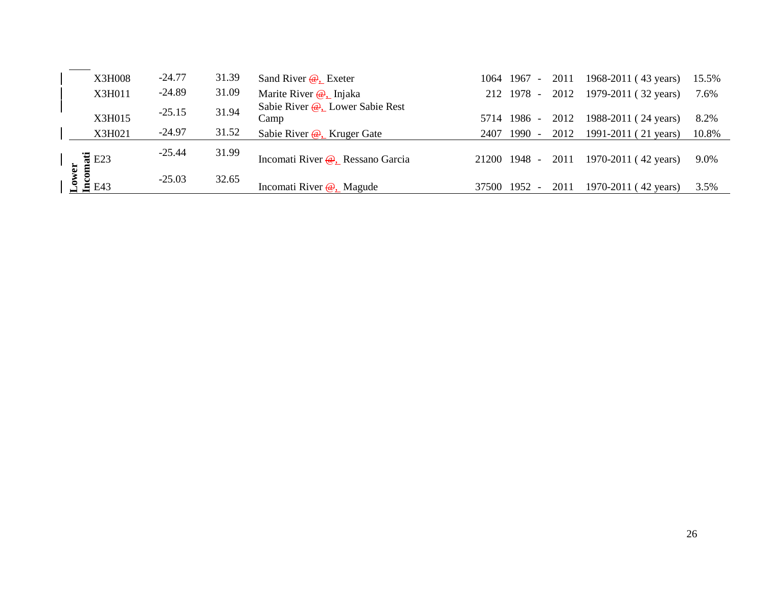| | | | | | | | | | |
|---|---|---|---|---|---|---|---|---|---|
| | X3H008 | -24.77 | 31.39 | Sand River @, Exeter | 1064 | 1967 - | 2011 | 1968-2011 ( 43 years) | 15.5% |
| | X3H011 | -24.89 | 31.09 | Marite River @, Injaka | 212 | 1978 - | 2012 | 1979-2011 ( 32 years) | 7.6% |
| | X3H015 | -25.15 | 31.94 | Sabie River @, Lower Sabie Rest Camp | 5714 | 1986 - | 2012 | 1988-2011 ( 24 years) | 8.2% |
| | X3H021 | -24.97 | 31.52 | Sabie River @, Kruger Gate | 2407 | 1990 - | 2012 | 1991-2011 ( 21 years) | 10.8% |
| **Lower Incomati** | E23 | -25.44 | 31.99 | Incomati River @, Ressano Garcia | 21200 | 1948 - | 2011 | 1970-2011 ( 42 years) | 9.0% |
| | E43 | -25.03 | 32.65 | Incomati River @, Magude | 37500 | 1952 - | 2011 | 1970-2011 ( 42 years) | 3.5% |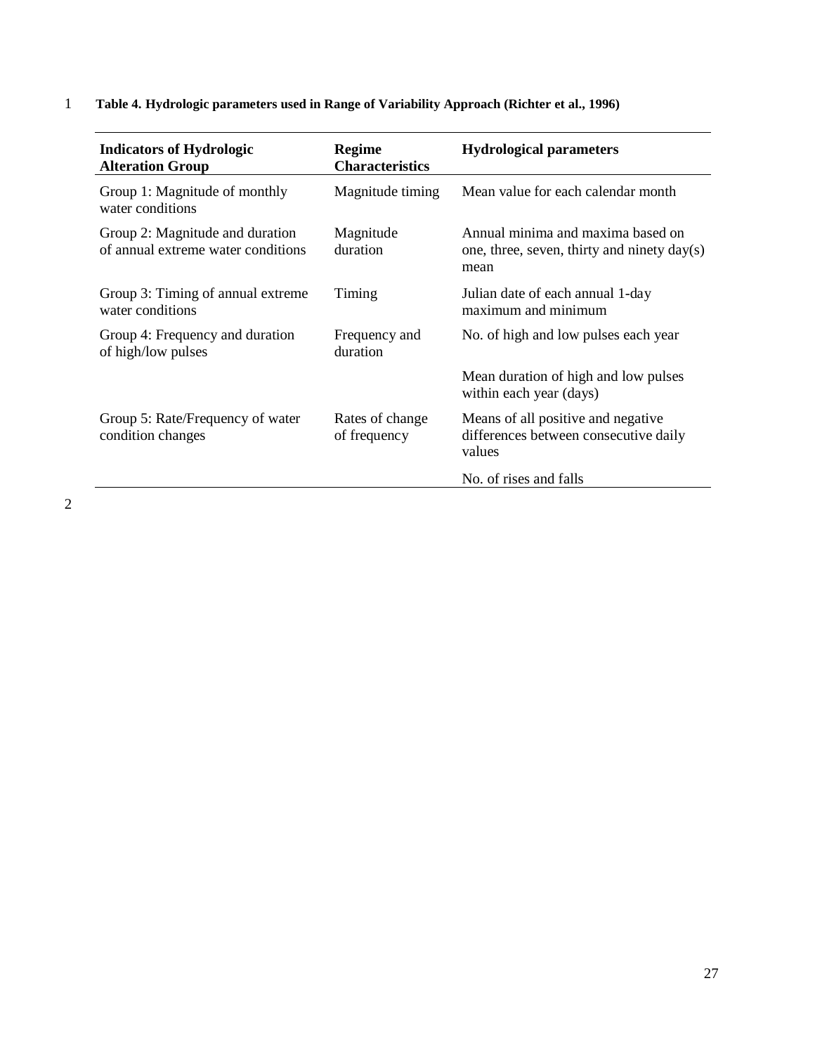**Table 4. Hydrologic parameters used in Range of Variability Approach (Richter et al., 1996)**

| Indicators of Hydrologic Alteration Group | Regime Characteristics | Hydrological parameters |
|---|---|---|
| Group 1: Magnitude of monthly water conditions | Magnitude timing | Mean value for each calendar month |
| Group 2: Magnitude and duration of annual extreme water conditions | Magnitude duration | Annual minima and maxima based on one, three, seven, thirty and ninety day(s) mean |
| Group 3: Timing of annual extreme water conditions | Timing | Julian date of each annual 1-day maximum and minimum |
| Group 4: Frequency and duration of high/low pulses | Frequency and duration | No. of high and low pulses each year |
| | | Mean duration of high and low pulses within each year (days) |
| Group 5: Rate/Frequency of water condition changes | Rates of change of frequency | Means of all positive and negative differences between consecutive daily values |
| | | No. of rises and falls |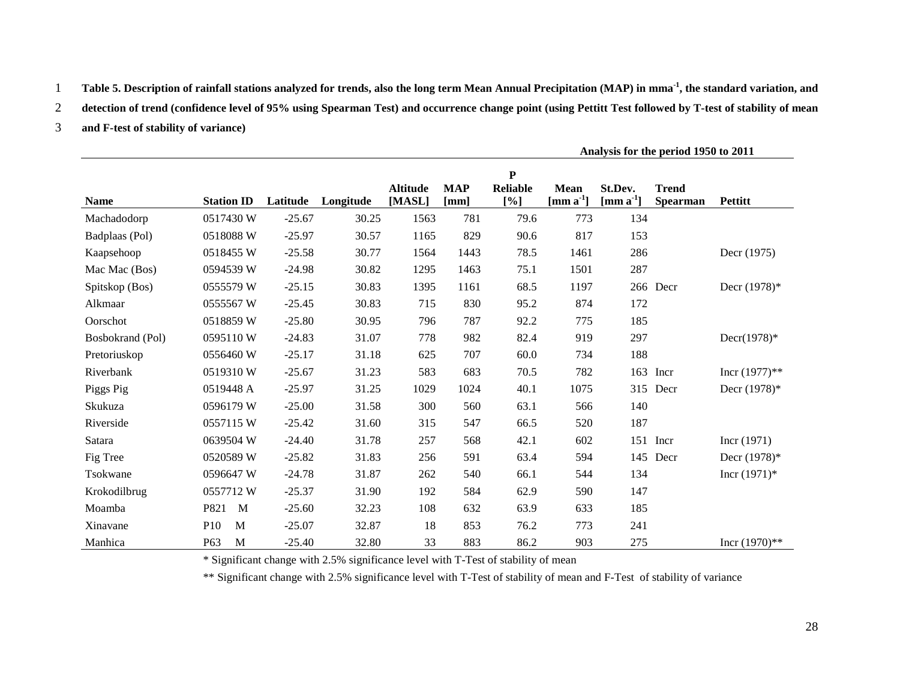**Table 5. Description of rainfall stations analyzed for trends, also the long term Mean Annual Precipitation (MAP) in mma$^{-1}$, the standard variation, and detection of trend (confidence level of 95% using Spearman Test) and occurrence change point (using Pettitt Test followed by T-test of stability of mean and F-test of stability of variance)**

| | | | | | | | Analysis for the period 1950 to 2011 | | | |
|---|---|---|---|---|---|---|---|---|---|---|
| **Name** | **Station ID** | **Latitude** | **Longitude** | **Altitude [MASL]** | **MAP [mm]** | **P Reliable [%]** | **Mean [mm a$^{-1}$]** | **St.Dev. [mm a$^{-1}$]** | **Trend Spearman** | **Pettitt** |
| Machadodorp | 0517430 W | -25.67 | 30.25 | 1563 | 781 | 79.6 | 773 | 134 | | |
| Badplaas (Pol) | 0518088 W | -25.97 | 30.57 | 1165 | 829 | 90.6 | 817 | 153 | | |
| Kaapsehoop | 0518455 W | -25.58 | 30.77 | 1564 | 1443 | 78.5 | 1461 | 286 | | Decr (1975) |
| Mac Mac (Bos) | 0594539 W | -24.98 | 30.82 | 1295 | 1463 | 75.1 | 1501 | 287 | | |
| Spitskop (Bos) | 0555579 W | -25.15 | 30.83 | 1395 | 1161 | 68.5 | 1197 | 266 | Decr | Decr (1978)* |
| Alkmaar | 0555567 W | -25.45 | 30.83 | 715 | 830 | 95.2 | 874 | 172 | | |
| Oorschot | 0518859 W | -25.80 | 30.95 | 796 | 787 | 92.2 | 775 | 185 | | |
| Bosbokrand (Pol) | 0595110 W | -24.83 | 31.07 | 778 | 982 | 82.4 | 919 | 297 | | Decr(1978)* |
| Pretoriuskop | 0556460 W | -25.17 | 31.18 | 625 | 707 | 60.0 | 734 | 188 | | |
| Riverbank | 0519310 W | -25.67 | 31.23 | 583 | 683 | 70.5 | 782 | 163 | Incr | Incr (1977)** |
| Piggs Pig | 0519448 A | -25.97 | 31.25 | 1029 | 1024 | 40.1 | 1075 | 315 | Decr | Decr (1978)* |
| Skukuza | 0596179 W | -25.00 | 31.58 | 300 | 560 | 63.1 | 566 | 140 | | |
| Riverside | 0557115 W | -25.42 | 31.60 | 315 | 547 | 66.5 | 520 | 187 | | |
| Satara | 0639504 W | -24.40 | 31.78 | 257 | 568 | 42.1 | 602 | 151 | Incr | Incr (1971) |
| Fig Tree | 0520589 W | -25.82 | 31.83 | 256 | 591 | 63.4 | 594 | 145 | Decr | Decr (1978)* |
| Tsokwane | 0596647 W | -24.78 | 31.87 | 262 | 540 | 66.1 | 544 | 134 | | Incr (1971)* |
| Krokodilbrug | 0557712 W | -25.37 | 31.90 | 192 | 584 | 62.9 | 590 | 147 | | |
| Moamba | P821 M | -25.60 | 32.23 | 108 | 632 | 63.9 | 633 | 185 | | |
| Xinavane | P10 M | -25.07 | 32.87 | 18 | 853 | 76.2 | 773 | 241 | | |
| Manhica | P63 M | -25.40 | 32.80 | 33 | 883 | 86.2 | 903 | 275 | | Incr (1970)** |

\* Significant change with 2.5% significance level with T-Test of stability of mean

** Significant change with 2.5% significance level with T-Test of stability of mean and F-Test of stability of variance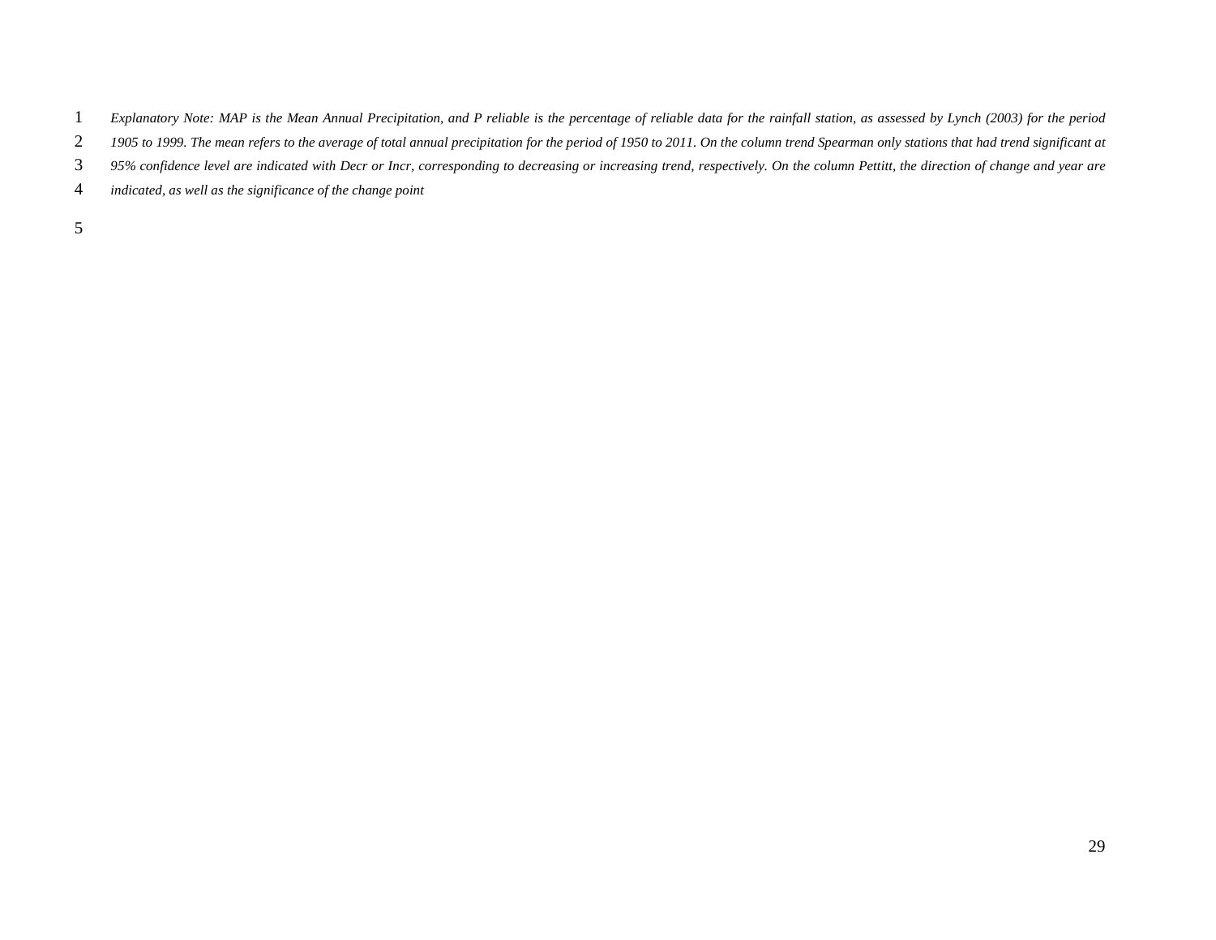*Explanatory Note: MAP is the Mean Annual Precipitation, and P reliable is the percentage of reliable data for the rainfall station, as assessed by Lynch (2003) for the period 1905 to 1999. The mean refers to the average of total annual precipitation for the period of 1950 to 2011. On the column trend Spearman only stations that had trend significant at 95% confidence level are indicated with Decr or Incr, corresponding to decreasing or increasing trend, respectively. On the column Pettitt, the direction of change and year are indicated, as well as the significance of the change point*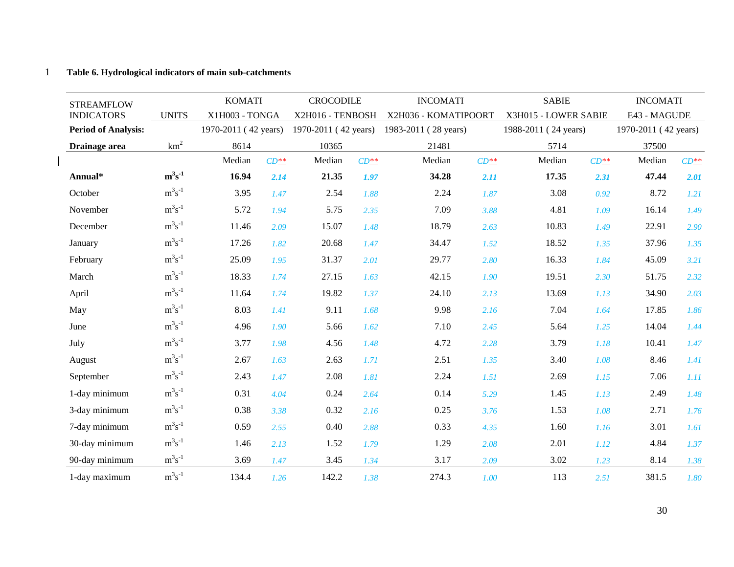**Table 6. Hydrological indicators of main sub-catchments**

| STREAMFLOW INDICATORS | UNITS | KOMATI X1H003 - TONGA | | CROCODILE X2H016 - TENBOSH | | INCOMATI X2H036 - KOMATIPOORT | | SABIE X3H015 - LOWER SABIE | | INCOMATI E43 - MAGUDE | |
|---|---|---|---|---|---|---|---|---|---|---|---|
| **Period of Analysis:** | | 1970-2011 ( 42 years) | | 1970-2011 ( 42 years) | | 1983-2011 ( 28 years) | | 1988-2011 ( 24 years) | | 1970-2011 ( 42 years) | |
| **Drainage area** | $km^2$ | 8614 | | 10365 | | 21481 | | 5714 | | 37500 | |
| | | Median | *CD*** | Median | *CD*** | Median | *CD*** | Median | *CD*** | Median | *CD*** |
| **Annual*** | $m^3s^{-1}$ | **16.94** | ***2.14*** | **21.35** | ***1.97*** | **34.28** | ***2.11*** | **17.35** | ***2.31*** | **47.44** | ***2.01*** |
| October | $m^3s^{-1}$ | 3.95 | *1.47* | 2.54 | *1.88* | 2.24 | *1.87* | 3.08 | *0.92* | 8.72 | *1.21* |
| November | $m^3s^{-1}$ | 5.72 | *1.94* | 5.75 | *2.35* | 7.09 | *3.88* | 4.81 | *1.09* | 16.14 | *1.49* |
| December | $m^3s^{-1}$ | 11.46 | *2.09* | 15.07 | *1.48* | 18.79 | *2.63* | 10.83 | *1.49* | 22.91 | *2.90* |
| January | $m^3s^{-1}$ | 17.26 | *1.82* | 20.68 | *1.47* | 34.47 | *1.52* | 18.52 | *1.35* | 37.96 | *1.35* |
| February | $m^3s^{-1}$ | 25.09 | *1.95* | 31.37 | *2.01* | 29.77 | *2.80* | 16.33 | *1.84* | 45.09 | *3.21* |
| March | $m^3s^{-1}$ | 18.33 | *1.74* | 27.15 | *1.63* | 42.15 | *1.90* | 19.51 | *2.30* | 51.75 | *2.32* |
| April | $m^3s^{-1}$ | 11.64 | *1.74* | 19.82 | *1.37* | 24.10 | *2.13* | 13.69 | *1.13* | 34.90 | *2.03* |
| May | $m^3s^{-1}$ | 8.03 | *1.41* | 9.11 | *1.68* | 9.98 | *2.16* | 7.04 | *1.64* | 17.85 | *1.86* |
| June | $m^3s^{-1}$ | 4.96 | *1.90* | 5.66 | *1.62* | 7.10 | *2.45* | 5.64 | *1.25* | 14.04 | *1.44* |
| July | $m^3s^{-1}$ | 3.77 | *1.98* | 4.56 | *1.48* | 4.72 | *2.28* | 3.79 | *1.18* | 10.41 | *1.47* |
| August | $m^3s^{-1}$ | 2.67 | *1.63* | 2.63 | *1.71* | 2.51 | *1.35* | 3.40 | *1.08* | 8.46 | *1.41* |
| September | $m^3s^{-1}$ | 2.43 | *1.47* | 2.08 | *1.81* | 2.24 | *1.51* | 2.69 | *1.15* | 7.06 | *1.11* |
| 1-day minimum | $m^3s^{-1}$ | 0.31 | *4.04* | 0.24 | *2.64* | 0.14 | *5.29* | 1.45 | *1.13* | 2.49 | *1.48* |
| 3-day minimum | $m^3s^{-1}$ | 0.38 | *3.38* | 0.32 | *2.16* | 0.25 | *3.76* | 1.53 | *1.08* | 2.71 | *1.76* |
| 7-day minimum | $m^3s^{-1}$ | 0.59 | *2.55* | 0.40 | *2.88* | 0.33 | *4.35* | 1.60 | *1.16* | 3.01 | *1.61* |
| 30-day minimum | $m^3s^{-1}$ | 1.46 | *2.13* | 1.52 | *1.79* | 1.29 | *2.08* | 2.01 | *1.12* | 4.84 | *1.37* |
| 90-day minimum | $m^3s^{-1}$ | 3.69 | *1.47* | 3.45 | *1.34* | 3.17 | *2.09* | 3.02 | *1.23* | 8.14 | *1.38* |
| 1-day maximum | $m^3s^{-1}$ | 134.4 | *1.26* | 142.2 | *1.38* | 274.3 | *1.00* | 113 | *2.51* | 381.5 | *1.80* |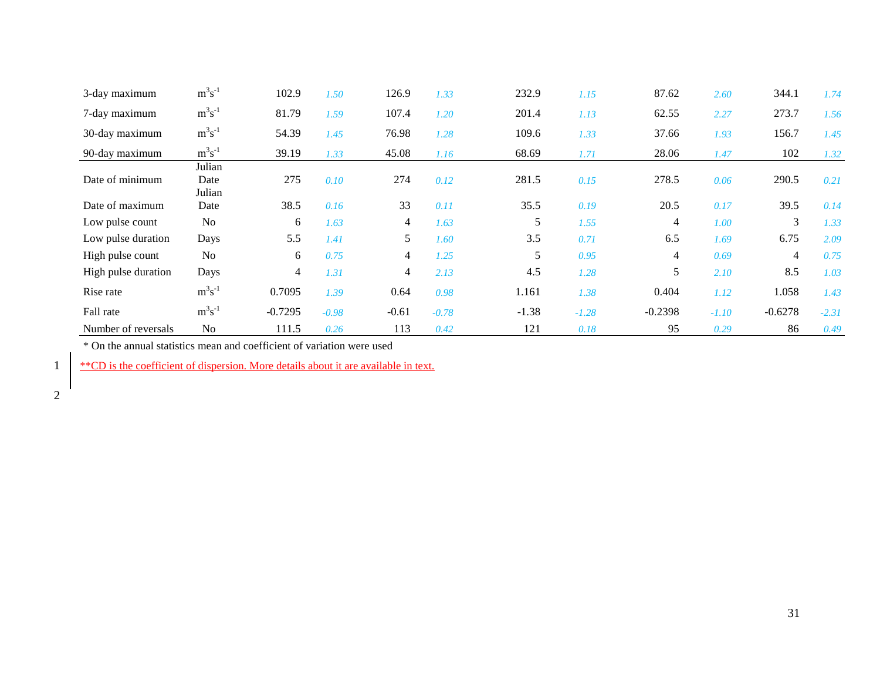| | | | | | | | | | | | |
|---|---|---|---|---|---|---|---|---|---|---|---|
| 3-day maximum | $m^3s^{-1}$ | 102.9 | *1.50* | 126.9 | *1.33* | 232.9 | *1.15* | 87.62 | *2.60* | 344.1 | *1.74* |
| 7-day maximum | $m^3s^{-1}$ | 81.79 | *1.59* | 107.4 | *1.20* | 201.4 | *1.13* | 62.55 | *2.27* | 273.7 | *1.56* |
| 30-day maximum | $m^3s^{-1}$ | 54.39 | *1.45* | 76.98 | *1.28* | 109.6 | *1.33* | 37.66 | *1.93* | 156.7 | *1.45* |
| 90-day maximum | $m^3s^{-1}$ | 39.19 | *1.33* | 45.08 | *1.16* | 68.69 | *1.71* | 28.06 | *1.47* | 102 | *1.32* |
| Date of minimum | Julian Date | 275 | *0.10* | 274 | *0.12* | 281.5 | *0.15* | 278.5 | *0.06* | 290.5 | *0.21* |
| Date of maximum | Julian Date | 38.5 | *0.16* | 33 | *0.11* | 35.5 | *0.19* | 20.5 | *0.17* | 39.5 | *0.14* |
| Low pulse count | No | 6 | *1.63* | 4 | *1.63* | 5 | *1.55* | 4 | *1.00* | 3 | *1.33* |
| Low pulse duration | Days | 5.5 | *1.41* | 5 | *1.60* | 3.5 | *0.71* | 6.5 | *1.69* | 6.75 | *2.09* |
| High pulse count | No | 6 | *0.75* | 4 | *1.25* | 5 | *0.95* | 4 | *0.69* | 4 | *0.75* |
| High pulse duration | Days | 4 | *1.31* | 4 | *2.13* | 4.5 | *1.28* | 5 | *2.10* | 8.5 | *1.03* |
| Rise rate | $m^3s^{-1}$ | 0.7095 | *1.39* | 0.64 | *0.98* | 1.161 | *1.38* | 0.404 | *1.12* | 1.058 | *1.43* |
| Fall rate | $m^3s^{-1}$ | -0.7295 | *-0.98* | -0.61 | *-0.78* | -1.38 | *-1.28* | -0.2398 | *-1.10* | -0.6278 | *-2.31* |
| Number of reversals | No | 111.5 | *0.26* | 113 | *0.42* | 121 | *0.18* | 95 | *0.29* | 86 | *0.49* |

\* On the annual statistics mean and coefficient of variation were used

**CD is the coefficient of dispersion. More details about it are available in text.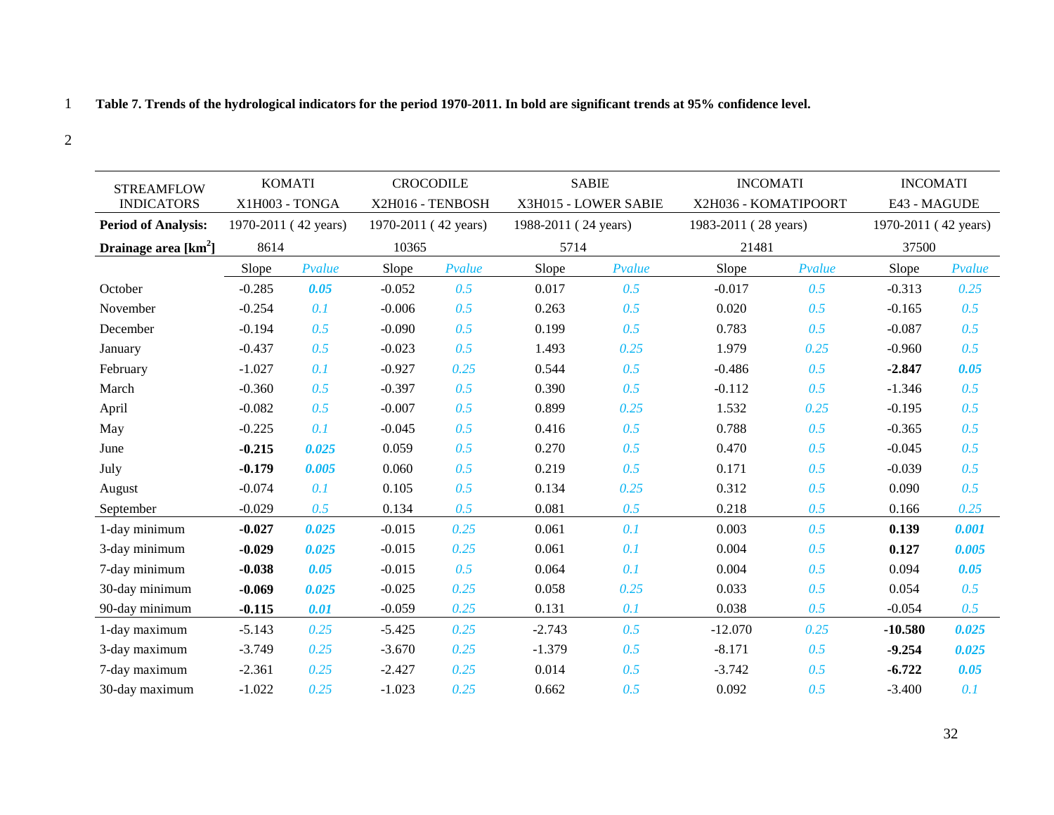**Table 7. Trends of the hydrological indicators for the period 1970-2011. In bold are significant trends at 95% confidence level.**

| STREAMFLOW INDICATORS | KOMATI X1H003 - TONGA | | CROCODILE X2H016 - TENBOSH | | SABIE X3H015 - LOWER SABIE | | INCOMATI X2H036 - KOMATIPOORT | | INCOMATI E43 - MAGUDE | |
|---|---|---|---|---|---|---|---|---|---|---|
| **Period of Analysis:** | 1970-2011 ( 42 years) | | 1970-2011 ( 42 years) | | 1988-2011 ( 24 years) | | 1983-2011 ( 28 years) | | 1970-2011 ( 42 years) | |
| **Drainage area [km$^2$]** | 8614 | | 10365 | | 5714 | | 21481 | | 37500 | |
| | Slope | *Pvalue* | Slope | *Pvalue* | Slope | *Pvalue* | Slope | *Pvalue* | Slope | *Pvalue* |
| October | -0.285 | ***0.05*** | -0.052 | *0.5* | 0.017 | *0.5* | -0.017 | *0.5* | -0.313 | *0.25* |
| November | -0.254 | *0.1* | -0.006 | *0.5* | 0.263 | *0.5* | 0.020 | *0.5* | -0.165 | *0.5* |
| December | -0.194 | *0.5* | -0.090 | *0.5* | 0.199 | *0.5* | 0.783 | *0.5* | -0.087 | *0.5* |
| January | -0.437 | *0.5* | -0.023 | *0.5* | 1.493 | *0.25* | 1.979 | *0.25* | -0.960 | *0.5* |
| February | -1.027 | *0.1* | -0.927 | *0.25* | 0.544 | *0.5* | -0.486 | *0.5* | **-2.847** | ***0.05*** |
| March | -0.360 | *0.5* | -0.397 | *0.5* | 0.390 | *0.5* | -0.112 | *0.5* | -1.346 | *0.5* |
| April | -0.082 | *0.5* | -0.007 | *0.5* | 0.899 | *0.25* | 1.532 | *0.25* | -0.195 | *0.5* |
| May | -0.225 | *0.1* | -0.045 | *0.5* | 0.416 | *0.5* | 0.788 | *0.5* | -0.365 | *0.5* |
| June | **-0.215** | ***0.025*** | 0.059 | *0.5* | 0.270 | *0.5* | 0.470 | *0.5* | -0.045 | *0.5* |
| July | **-0.179** | ***0.005*** | 0.060 | *0.5* | 0.219 | *0.5* | 0.171 | *0.5* | -0.039 | *0.5* |
| August | -0.074 | *0.1* | 0.105 | *0.5* | 0.134 | *0.25* | 0.312 | *0.5* | 0.090 | *0.5* |
| September | -0.029 | *0.5* | 0.134 | *0.5* | 0.081 | *0.5* | 0.218 | *0.5* | 0.166 | *0.25* |
| 1-day minimum | **-0.027** | ***0.025*** | -0.015 | *0.25* | 0.061 | *0.1* | 0.003 | *0.5* | **0.139** | ***0.001*** |
| 3-day minimum | **-0.029** | ***0.025*** | -0.015 | *0.25* | 0.061 | *0.1* | 0.004 | *0.5* | **0.127** | ***0.005*** |
| 7-day minimum | **-0.038** | ***0.05*** | -0.015 | *0.5* | 0.064 | *0.1* | 0.004 | *0.5* | 0.094 | ***0.05*** |
| 30-day minimum | **-0.069** | ***0.025*** | -0.025 | *0.25* | 0.058 | *0.25* | 0.033 | *0.5* | 0.054 | *0.5* |
| 90-day minimum | **-0.115** | ***0.01*** | -0.059 | *0.25* | 0.131 | *0.1* | 0.038 | *0.5* | -0.054 | *0.5* |
| 1-day maximum | -5.143 | *0.25* | -5.425 | *0.25* | -2.743 | *0.5* | -12.070 | *0.25* | **-10.580** | ***0.025*** |
| 3-day maximum | -3.749 | *0.25* | -3.670 | *0.25* | -1.379 | *0.5* | -8.171 | *0.5* | **-9.254** | ***0.025*** |
| 7-day maximum | -2.361 | *0.25* | -2.427 | *0.25* | 0.014 | *0.5* | -3.742 | *0.5* | **-6.722** | ***0.05*** |
| 30-day maximum | -1.022 | *0.25* | -1.023 | *0.25* | 0.662 | *0.5* | 0.092 | *0.5* | -3.400 | *0.1* |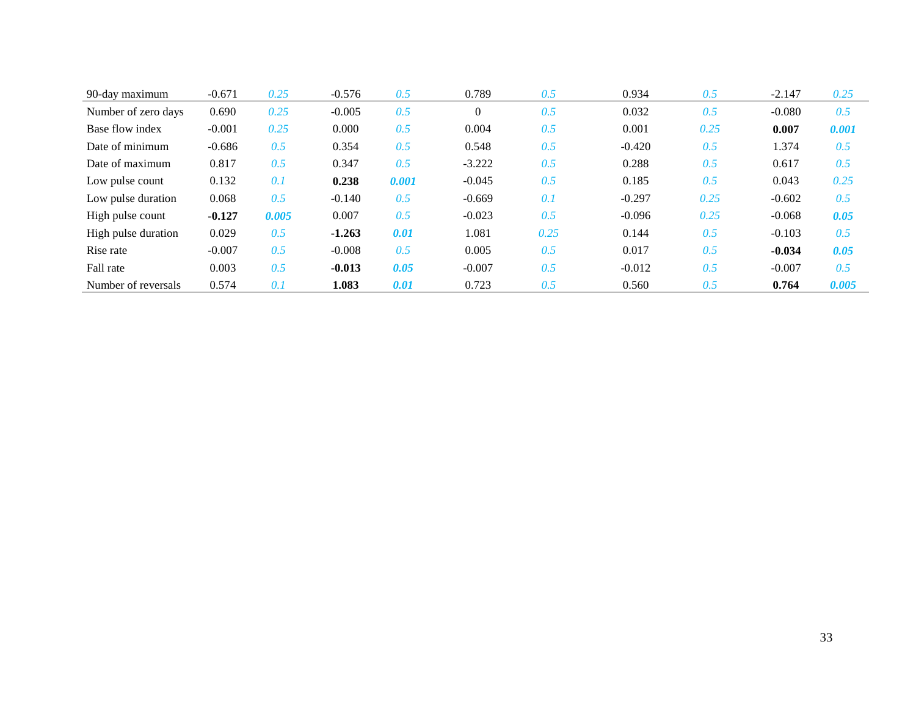| | | | | | | | | | | |
|---|---|---|---|---|---|---|---|---|---|---|
| 90-day maximum | -0.671 | *0.25* | -0.576 | *0.5* | 0.789 | *0.5* | 0.934 | *0.5* | -2.147 | *0.25* |
| Number of zero days | 0.690 | *0.25* | -0.005 | *0.5* | 0 | *0.5* | 0.032 | *0.5* | -0.080 | *0.5* |
| Base flow index | -0.001 | *0.25* | 0.000 | *0.5* | 0.004 | *0.5* | 0.001 | *0.25* | **0.007** | ***0.001*** |
| Date of minimum | -0.686 | *0.5* | 0.354 | *0.5* | 0.548 | *0.5* | -0.420 | *0.5* | 1.374 | *0.5* |
| Date of maximum | 0.817 | *0.5* | 0.347 | *0.5* | -3.222 | *0.5* | 0.288 | *0.5* | 0.617 | *0.5* |
| Low pulse count | 0.132 | *0.1* | **0.238** | ***0.001*** | -0.045 | *0.5* | 0.185 | *0.5* | 0.043 | *0.25* |
| Low pulse duration | 0.068 | *0.5* | -0.140 | *0.5* | -0.669 | *0.1* | -0.297 | *0.25* | -0.602 | *0.5* |
| High pulse count | **-0.127** | ***0.005*** | 0.007 | *0.5* | -0.023 | *0.5* | -0.096 | *0.25* | -0.068 | ***0.05*** |
| High pulse duration | 0.029 | *0.5* | **-1.263** | ***0.01*** | 1.081 | *0.25* | 0.144 | *0.5* | -0.103 | *0.5* |
| Rise rate | -0.007 | *0.5* | -0.008 | *0.5* | 0.005 | *0.5* | 0.017 | *0.5* | **-0.034** | ***0.05*** |
| Fall rate | 0.003 | *0.5* | **-0.013** | ***0.05*** | -0.007 | *0.5* | -0.012 | *0.5* | -0.007 | *0.5* |
| Number of reversals | 0.574 | *0.1* | **1.083** | ***0.01*** | 0.723 | *0.5* | 0.560 | *0.5* | **0.764** | ***0.005*** |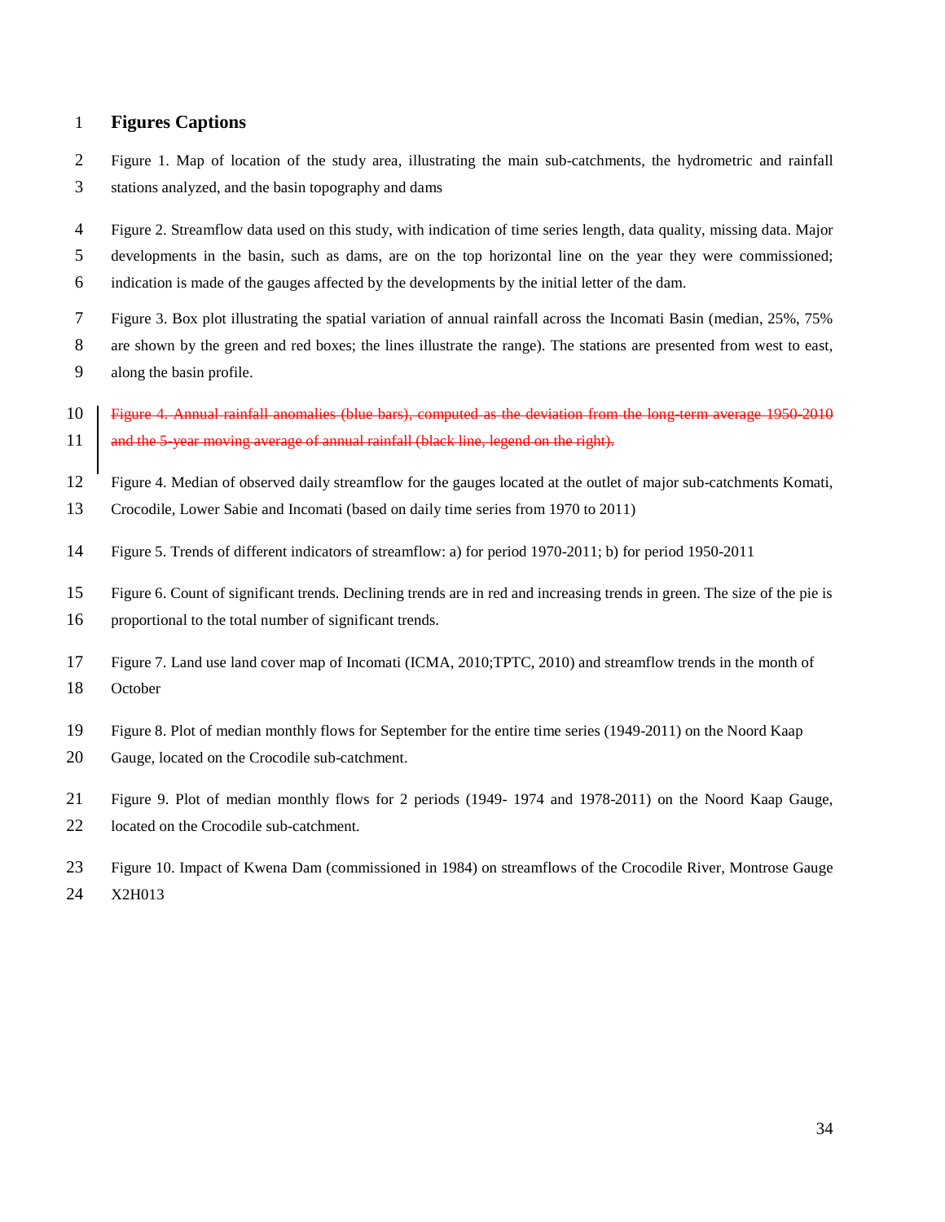## Figures Captions

Figure 1. Map of location of the study area, illustrating the main sub-catchments, the hydrometric and rainfall stations analyzed, and the basin topography and dams

Figure 2. Streamflow data used on this study, with indication of time series length, data quality, missing data. Major developments in the basin, such as dams, are on the top horizontal line on the year they were commissioned; indication is made of the gauges affected by the developments by the initial letter of the dam.

Figure 3. Box plot illustrating the spatial variation of annual rainfall across the Incomati Basin (median, 25%, 75% are shown by the green and red boxes; the lines illustrate the range). The stations are presented from west to east, along the basin profile.

~~Figure 4. Annual rainfall anomalies (blue bars), computed as the deviation from the long-term average 1950-2010 and the 5-year moving average of annual rainfall (black line, legend on the right).~~

Figure 4. Median of observed daily streamflow for the gauges located at the outlet of major sub-catchments Komati, Crocodile, Lower Sabie and Incomati (based on daily time series from 1970 to 2011)

Figure 5. Trends of different indicators of streamflow: a) for period 1970-2011; b) for period 1950-2011

Figure 6. Count of significant trends. Declining trends are in red and increasing trends in green. The size of the pie is proportional to the total number of significant trends.

Figure 7. Land use land cover map of Incomati (ICMA, 2010;TPTC, 2010) and streamflow trends in the month of October

Figure 8. Plot of median monthly flows for September for the entire time series (1949-2011) on the Noord Kaap Gauge, located on the Crocodile sub-catchment.

Figure 9. Plot of median monthly flows for 2 periods (1949- 1974 and 1978-2011) on the Noord Kaap Gauge, located on the Crocodile sub-catchment.

Figure 10. Impact of Kwena Dam (commissioned in 1984) on streamflows of the Crocodile River, Montrose Gauge X2H013